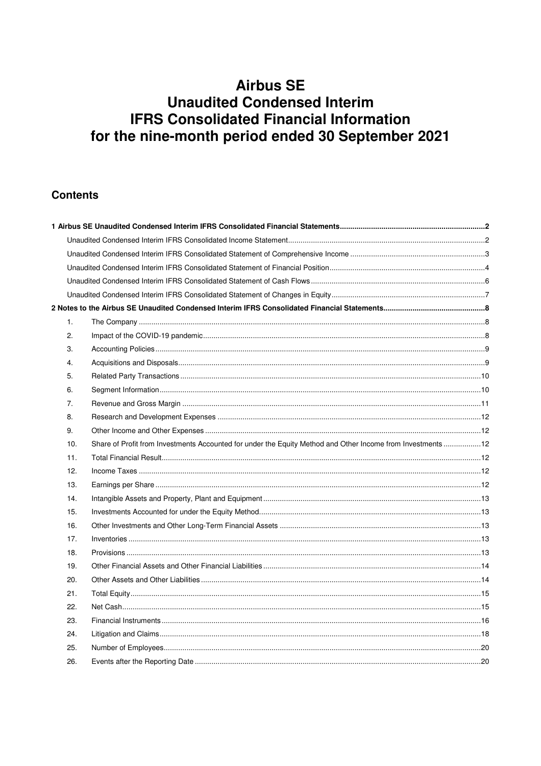# Airbus SE
# Unaudited Condensed Interim
# IFRS Consolidated Financial Information
# for the nine-month period ended 30 September 2021

## Contents

| | | |
|---|---|---|
| **1 Airbus SE Unaudited Condensed Interim IFRS Consolidated Financial Statements** | | **2** |
| Unaudited Condensed Interim IFRS Consolidated Income Statement | | 2 |
| Unaudited Condensed Interim IFRS Consolidated Statement of Comprehensive Income | | 3 |
| Unaudited Condensed Interim IFRS Consolidated Statement of Financial Position | | 4 |
| Unaudited Condensed Interim IFRS Consolidated Statement of Cash Flows | | 6 |
| Unaudited Condensed Interim IFRS Consolidated Statement of Changes in Equity | | 7 |
| **2 Notes to the Airbus SE Unaudited Condensed Interim IFRS Consolidated Financial Statements** | | **8** |
| 1. | The Company | 8 |
| 2. | Impact of the COVID-19 pandemic | 8 |
| 3. | Accounting Policies | 9 |
| 4. | Acquisitions and Disposals | 9 |
| 5. | Related Party Transactions | 10 |
| 6. | Segment Information | 10 |
| 7. | Revenue and Gross Margin | 11 |
| 8. | Research and Development Expenses | 12 |
| 9. | Other Income and Other Expenses | 12 |
| 10. | Share of Profit from Investments Accounted for under the Equity Method and Other Income from Investments | 12 |
| 11. | Total Financial Result | 12 |
| 12. | Income Taxes | 12 |
| 13. | Earnings per Share | 12 |
| 14. | Intangible Assets and Property, Plant and Equipment | 13 |
| 15. | Investments Accounted for under the Equity Method | 13 |
| 16. | Other Investments and Other Long-Term Financial Assets | 13 |
| 17. | Inventories | 13 |
| 18. | Provisions | 13 |
| 19. | Other Financial Assets and Other Financial Liabilities | 14 |
| 20. | Other Assets and Other Liabilities | 14 |
| 21. | Total Equity | 15 |
| 22. | Net Cash | 15 |
| 23. | Financial Instruments | 16 |
| 24. | Litigation and Claims | 18 |
| 25. | Number of Employees | 20 |
| 26. | Events after the Reporting Date | 20 |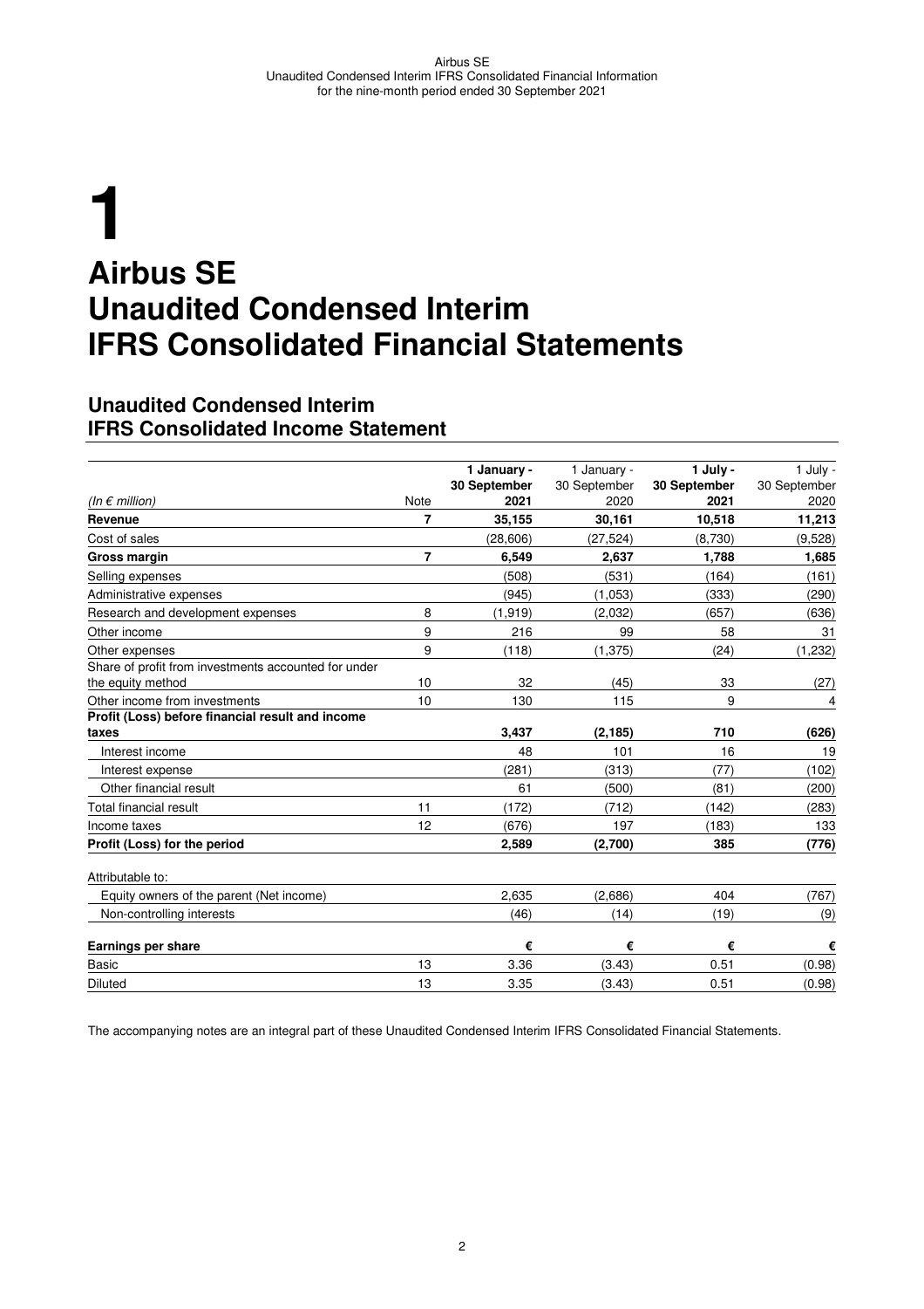# 1

# Airbus SE Unaudited Condensed Interim IFRS Consolidated Financial Statements

## Unaudited Condensed Interim IFRS Consolidated Income Statement

| *(In € million)* | Note | **1 January - 30 September 2021** | 1 January - 30 September 2020 | **1 July - 30 September 2021** | 1 July - 30 September 2020 |
|---|---|---|---|---|---|
| **Revenue** | **7** | **35,155** | 30,161 | **10,518** | **11,213** |
| Cost of sales | | (28,606) | (27,524) | (8,730) | (9,528) |
| **Gross margin** | **7** | **6,549** | 2,637 | **1,788** | **1,685** |
| Selling expenses | | (508) | (531) | (164) | (161) |
| Administrative expenses | | (945) | (1,053) | (333) | (290) |
| Research and development expenses | 8 | (1,919) | (2,032) | (657) | (636) |
| Other income | 9 | 216 | 99 | 58 | 31 |
| Other expenses | 9 | (118) | (1,375) | (24) | (1,232) |
| Share of profit from investments accounted for under the equity method | 10 | 32 | (45) | 33 | (27) |
| Other income from investments | 10 | 130 | 115 | 9 | 4 |
| **Profit (Loss) before financial result and income taxes** | | **3,437** | **(2,185)** | **710** | **(626)** |
| Interest income | | 48 | 101 | 16 | 19 |
| Interest expense | | (281) | (313) | (77) | (102) |
| Other financial result | | 61 | (500) | (81) | (200) |
| Total financial result | 11 | (172) | (712) | (142) | (283) |
| Income taxes | 12 | (676) | 197 | (183) | 133 |
| **Profit (Loss) for the period** | | **2,589** | **(2,700)** | **385** | **(776)** |
| Attributable to: | | | | | |
| Equity owners of the parent (Net income) | | 2,635 | (2,686) | 404 | (767) |
| Non-controlling interests | | (46) | (14) | (19) | (9) |
| **Earnings per share** | | **€** | **€** | **€** | **€** |
| Basic | 13 | 3.36 | (3.43) | 0.51 | (0.98) |
| Diluted | 13 | 3.35 | (3.43) | 0.51 | (0.98) |

The accompanying notes are an integral part of these Unaudited Condensed Interim IFRS Consolidated Financial Statements.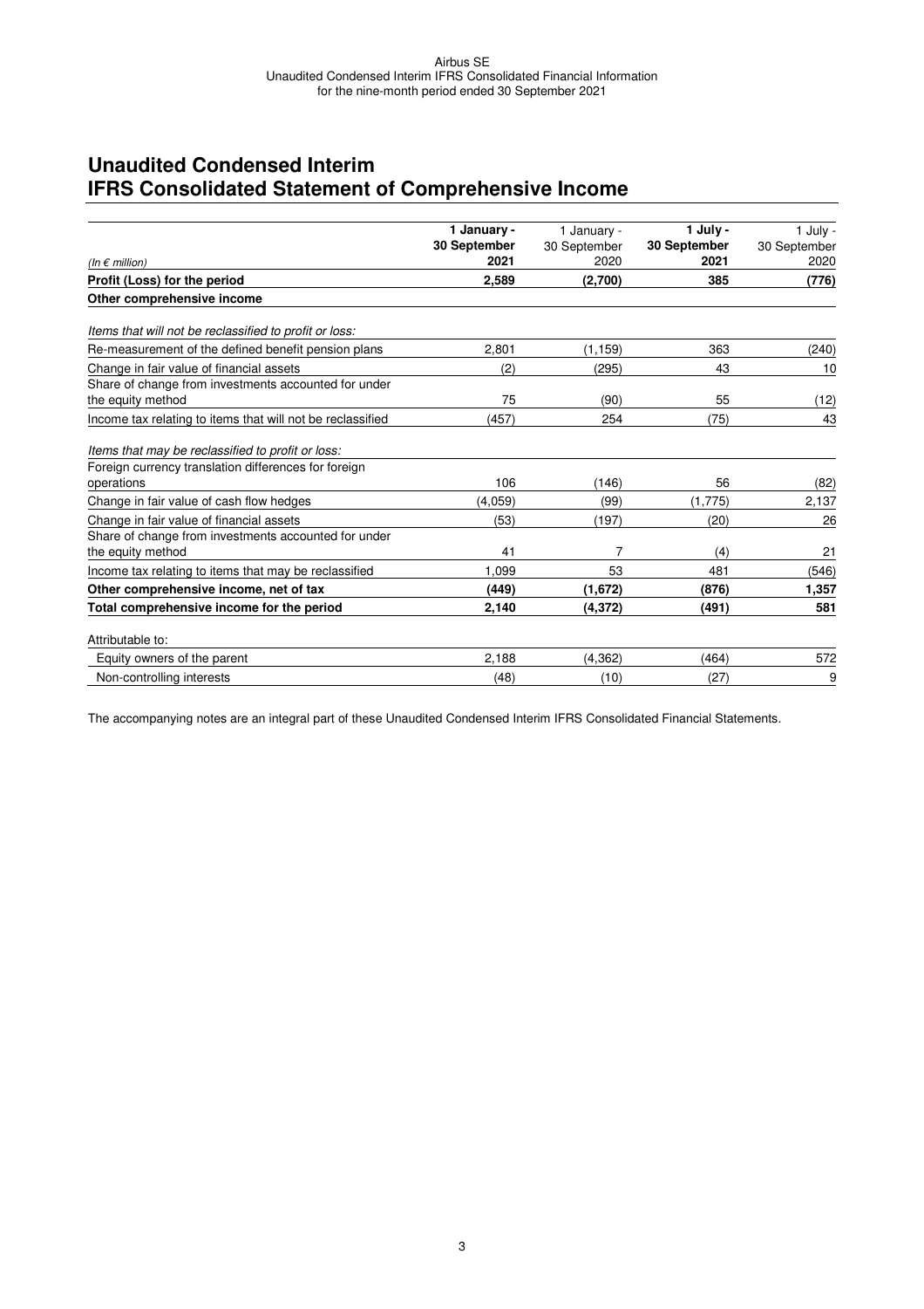# Unaudited Condensed Interim IFRS Consolidated Statement of Comprehensive Income

| *(In € million)* | **1 January - 30 September 2021** | 1 January - 30 September 2020 | **1 July - 30 September 2021** | 1 July - 30 September 2020 |
|---|---|---|---|---|
| **Profit (Loss) for the period** | **2,589** | **(2,700)** | **385** | **(776)** |
| **Other comprehensive income** | | | | |
| *Items that will not be reclassified to profit or loss:* | | | | |
| Re-measurement of the defined benefit pension plans | 2,801 | (1,159) | 363 | (240) |
| Change in fair value of financial assets | (2) | (295) | 43 | 10 |
| Share of change from investments accounted for under the equity method | 75 | (90) | 55 | (12) |
| Income tax relating to items that will not be reclassified | (457) | 254 | (75) | 43 |
| *Items that may be reclassified to profit or loss:* | | | | |
| Foreign currency translation differences for foreign operations | 106 | (146) | 56 | (82) |
| Change in fair value of cash flow hedges | (4,059) | (99) | (1,775) | 2,137 |
| Change in fair value of financial assets | (53) | (197) | (20) | 26 |
| Share of change from investments accounted for under the equity method | 41 | 7 | (4) | 21 |
| Income tax relating to items that may be reclassified | 1,099 | 53 | 481 | (546) |
| **Other comprehensive income, net of tax** | **(449)** | **(1,672)** | **(876)** | **1,357** |
| **Total comprehensive income for the period** | **2,140** | **(4,372)** | **(491)** | **581** |
| Attributable to: | | | | |
| Equity owners of the parent | 2,188 | (4,362) | (464) | 572 |
| Non-controlling interests | (48) | (10) | (27) | 9 |

The accompanying notes are an integral part of these Unaudited Condensed Interim IFRS Consolidated Financial Statements.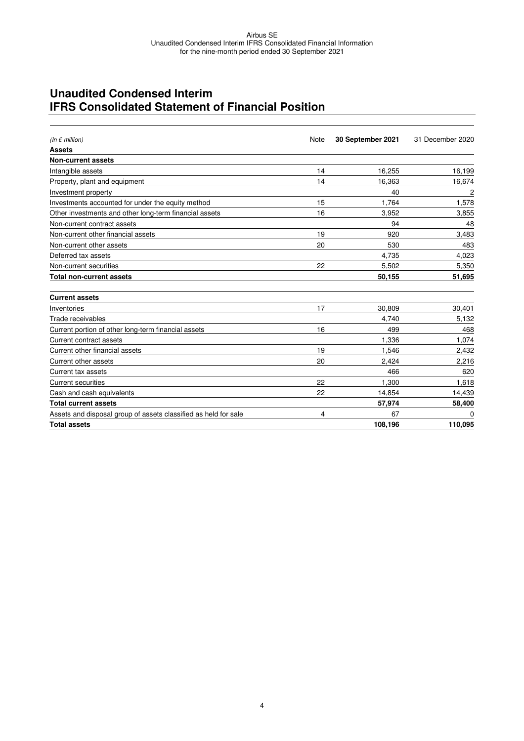# Unaudited Condensed Interim IFRS Consolidated Statement of Financial Position

| *(In € million)* | Note | **30 September 2021** | 31 December 2020 |
|---|---|---|---|
| **Assets** | | | |
| **Non-current assets** | | | |
| Intangible assets | 14 | 16,255 | 16,199 |
| Property, plant and equipment | 14 | 16,363 | 16,674 |
| Investment property | | 40 | 2 |
| Investments accounted for under the equity method | 15 | 1,764 | 1,578 |
| Other investments and other long-term financial assets | 16 | 3,952 | 3,855 |
| Non-current contract assets | | 94 | 48 |
| Non-current other financial assets | 19 | 920 | 3,483 |
| Non-current other assets | 20 | 530 | 483 |
| Deferred tax assets | | 4,735 | 4,023 |
| Non-current securities | 22 | 5,502 | 5,350 |
| **Total non-current assets** | | **50,155** | **51,695** |
| **Current assets** | | | |
| Inventories | 17 | 30,809 | 30,401 |
| Trade receivables | | 4,740 | 5,132 |
| Current portion of other long-term financial assets | 16 | 499 | 468 |
| Current contract assets | | 1,336 | 1,074 |
| Current other financial assets | 19 | 1,546 | 2,432 |
| Current other assets | 20 | 2,424 | 2,216 |
| Current tax assets | | 466 | 620 |
| Current securities | 22 | 1,300 | 1,618 |
| Cash and cash equivalents | 22 | 14,854 | 14,439 |
| **Total current assets** | | **57,974** | **58,400** |
| Assets and disposal group of assets classified as held for sale | 4 | 67 | 0 |
| **Total assets** | | **108,196** | **110,095** |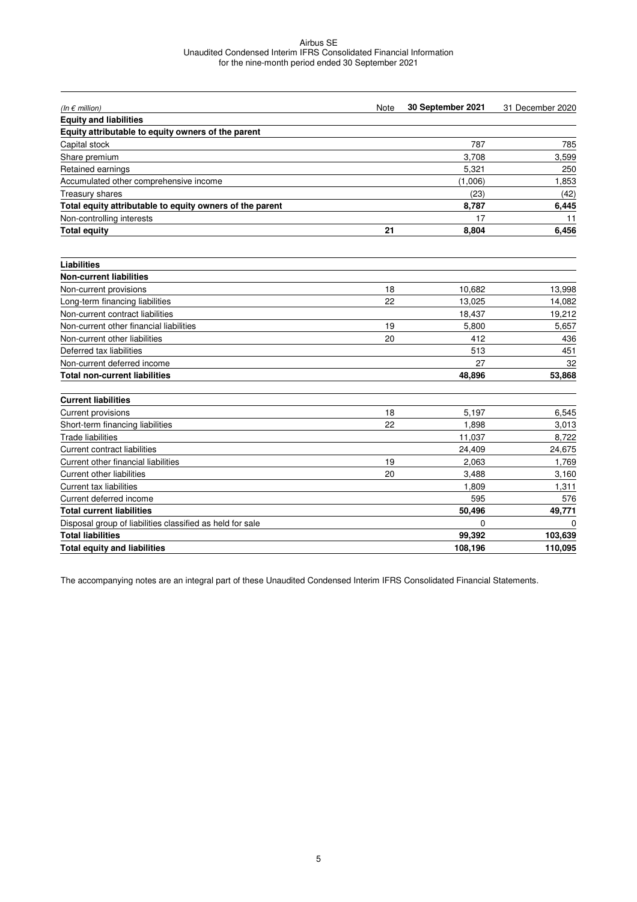| *(In € million)* | Note | **30 September 2021** | 31 December 2020 |
|---|---|---|---|
| **Equity and liabilities** | | | |
| **Equity attributable to equity owners of the parent** | | | |
| Capital stock | | 787 | 785 |
| Share premium | | 3,708 | 3,599 |
| Retained earnings | | 5,321 | 250 |
| Accumulated other comprehensive income | | (1,006) | 1,853 |
| Treasury shares | | (23) | (42) |
| **Total equity attributable to equity owners of the parent** | | **8,787** | **6,445** |
| Non-controlling interests | | 17 | 11 |
| **Total equity** | **21** | **8,804** | **6,456** |
| | | | |
| **Liabilities** | | | |
| **Non-current liabilities** | | | |
| Non-current provisions | 18 | 10,682 | 13,998 |
| Long-term financing liabilities | 22 | 13,025 | 14,082 |
| Non-current contract liabilities | | 18,437 | 19,212 |
| Non-current other financial liabilities | 19 | 5,800 | 5,657 |
| Non-current other liabilities | 20 | 412 | 436 |
| Deferred tax liabilities | | 513 | 451 |
| Non-current deferred income | | 27 | 32 |
| **Total non-current liabilities** | | **48,896** | **53,868** |
| | | | |
| **Current liabilities** | | | |
| Current provisions | 18 | 5,197 | 6,545 |
| Short-term financing liabilities | 22 | 1,898 | 3,013 |
| Trade liabilities | | 11,037 | 8,722 |
| Current contract liabilities | | 24,409 | 24,675 |
| Current other financial liabilities | 19 | 2,063 | 1,769 |
| Current other liabilities | 20 | 3,488 | 3,160 |
| Current tax liabilities | | 1,809 | 1,311 |
| Current deferred income | | 595 | 576 |
| **Total current liabilities** | | **50,496** | **49,771** |
| Disposal group of liabilities classified as held for sale | | 0 | 0 |
| **Total liabilities** | | **99,392** | **103,639** |
| **Total equity and liabilities** | | **108,196** | **110,095** |

The accompanying notes are an integral part of these Unaudited Condensed Interim IFRS Consolidated Financial Statements.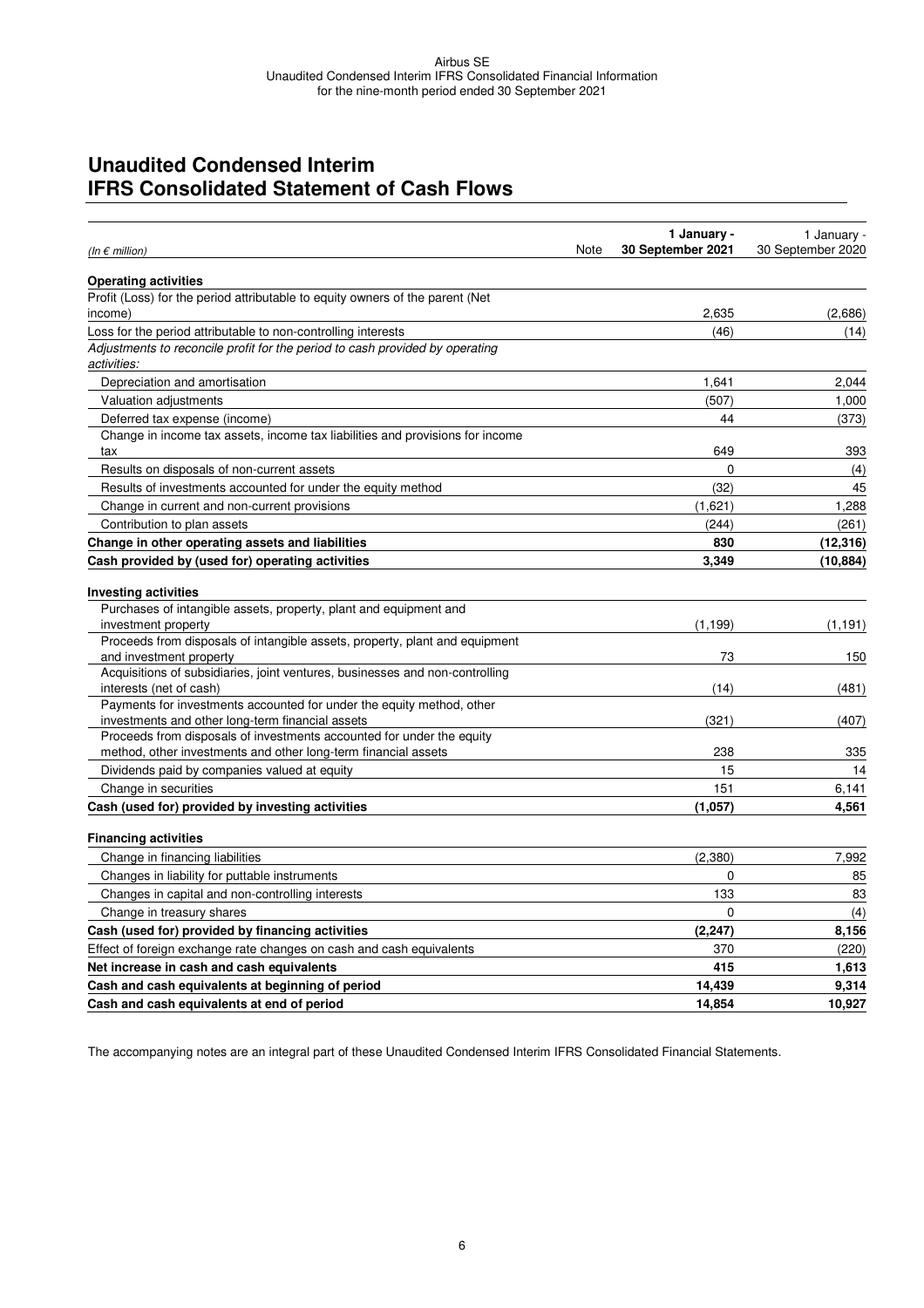# Unaudited Condensed Interim IFRS Consolidated Statement of Cash Flows

| *(In € million)* | Note | **1 January - 30 September 2021** | 1 January - 30 September 2020 |
|---|---|---|---|
| **Operating activities** | | | |
| Profit (Loss) for the period attributable to equity owners of the parent (Net income) | | 2,635 | (2,686) |
| Loss for the period attributable to non-controlling interests | | (46) | (14) |
| *Adjustments to reconcile profit for the period to cash provided by operating activities:* | | | |
| Depreciation and amortisation | | 1,641 | 2,044 |
| Valuation adjustments | | (507) | 1,000 |
| Deferred tax expense (income) | | 44 | (373) |
| Change in income tax assets, income tax liabilities and provisions for income tax | | 649 | 393 |
| Results on disposals of non-current assets | | 0 | (4) |
| Results of investments accounted for under the equity method | | (32) | 45 |
| Change in current and non-current provisions | | (1,621) | 1,288 |
| Contribution to plan assets | | (244) | (261) |
| **Change in other operating assets and liabilities** | | **830** | **(12,316)** |
| **Cash provided by (used for) operating activities** | | **3,349** | **(10,884)** |
| **Investing activities** | | | |
| Purchases of intangible assets, property, plant and equipment and investment property | | (1,199) | (1,191) |
| Proceeds from disposals of intangible assets, property, plant and equipment and investment property | | 73 | 150 |
| Acquisitions of subsidiaries, joint ventures, businesses and non-controlling interests (net of cash) | | (14) | (481) |
| Payments for investments accounted for under the equity method, other investments and other long-term financial assets | | (321) | (407) |
| Proceeds from disposals of investments accounted for under the equity method, other investments and other long-term financial assets | | 238 | 335 |
| Dividends paid by companies valued at equity | | 15 | 14 |
| Change in securities | | 151 | 6,141 |
| **Cash (used for) provided by investing activities** | | **(1,057)** | **4,561** |
| **Financing activities** | | | |
| Change in financing liabilities | | (2,380) | 7,992 |
| Changes in liability for puttable instruments | | 0 | 85 |
| Changes in capital and non-controlling interests | | 133 | 83 |
| Change in treasury shares | | 0 | (4) |
| **Cash (used for) provided by financing activities** | | **(2,247)** | **8,156** |
| Effect of foreign exchange rate changes on cash and cash equivalents | | 370 | (220) |
| **Net increase in cash and cash equivalents** | | **415** | **1,613** |
| **Cash and cash equivalents at beginning of period** | | **14,439** | **9,314** |
| **Cash and cash equivalents at end of period** | | **14,854** | **10,927** |

The accompanying notes are an integral part of these Unaudited Condensed Interim IFRS Consolidated Financial Statements.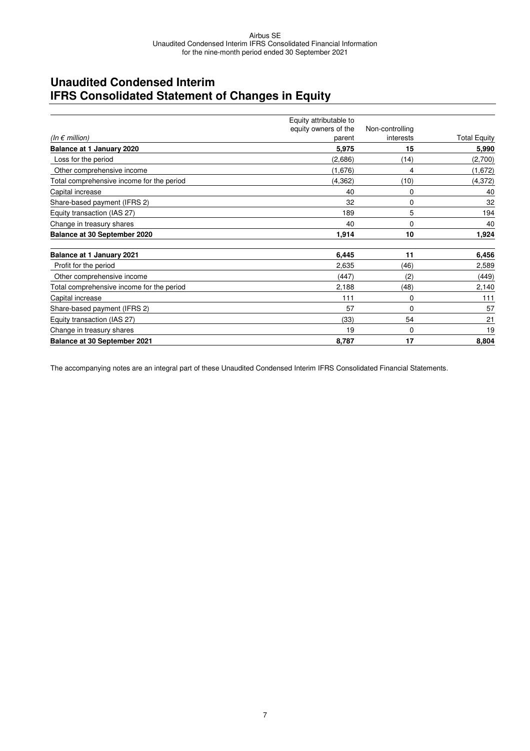# Unaudited Condensed Interim IFRS Consolidated Statement of Changes in Equity

| *(In € million)* | Equity attributable to equity owners of the parent | Non-controlling interests | Total Equity |
|---|---|---|---|
| **Balance at 1 January 2020** | **5,975** | **15** | **5,990** |
| Loss for the period | (2,686) | (14) | (2,700) |
| Other comprehensive income | (1,676) | 4 | (1,672) |
| Total comprehensive income for the period | (4,362) | (10) | (4,372) |
| Capital increase | 40 | 0 | 40 |
| Share-based payment (IFRS 2) | 32 | 0 | 32 |
| Equity transaction (IAS 27) | 189 | 5 | 194 |
| Change in treasury shares | 40 | 0 | 40 |
| **Balance at 30 September 2020** | **1,914** | **10** | **1,924** |
| | | | |
| **Balance at 1 January 2021** | **6,445** | **11** | **6,456** |
| Profit for the period | 2,635 | (46) | 2,589 |
| Other comprehensive income | (447) | (2) | (449) |
| Total comprehensive income for the period | 2,188 | (48) | 2,140 |
| Capital increase | 111 | 0 | 111 |
| Share-based payment (IFRS 2) | 57 | 0 | 57 |
| Equity transaction (IAS 27) | (33) | 54 | 21 |
| Change in treasury shares | 19 | 0 | 19 |
| **Balance at 30 September 2021** | **8,787** | **17** | **8,804** |

The accompanying notes are an integral part of these Unaudited Condensed Interim IFRS Consolidated Financial Statements.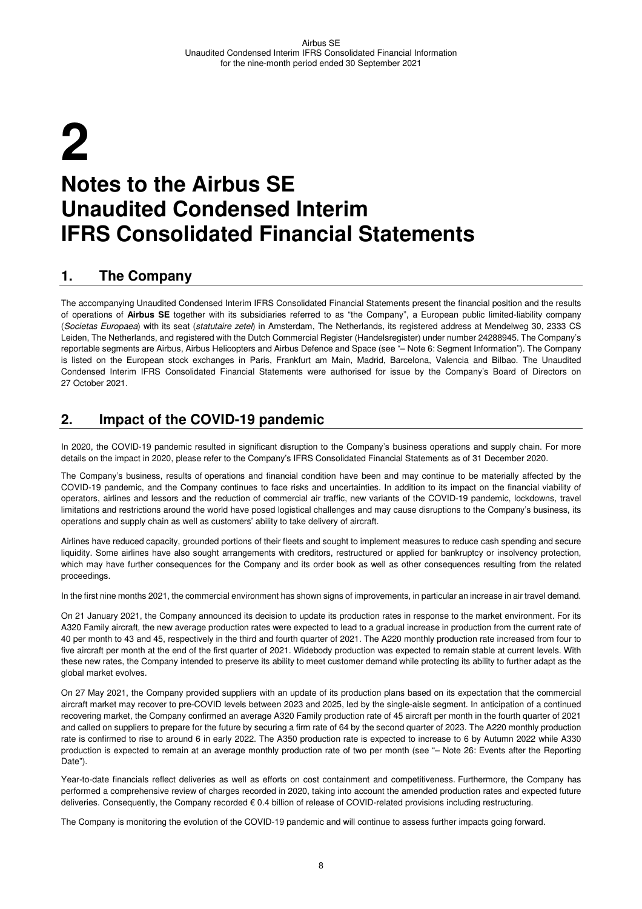# 2

# Notes to the Airbus SE Unaudited Condensed Interim IFRS Consolidated Financial Statements

## 1. The Company

The accompanying Unaudited Condensed Interim IFRS Consolidated Financial Statements present the financial position and the results of operations of **Airbus SE** together with its subsidiaries referred to as "the Company", a European public limited-liability company (*Societas Europaea*) with its seat (*statutaire zetel*) in Amsterdam, The Netherlands, its registered address at Mendelweg 30, 2333 CS Leiden, The Netherlands, and registered with the Dutch Commercial Register (Handelsregister) under number 24288945. The Company's reportable segments are Airbus, Airbus Helicopters and Airbus Defence and Space (see "– Note 6: Segment Information"). The Company is listed on the European stock exchanges in Paris, Frankfurt am Main, Madrid, Barcelona, Valencia and Bilbao. The Unaudited Condensed Interim IFRS Consolidated Financial Statements were authorised for issue by the Company's Board of Directors on 27 October 2021.

## 2. Impact of the COVID-19 pandemic

In 2020, the COVID-19 pandemic resulted in significant disruption to the Company's business operations and supply chain. For more details on the impact in 2020, please refer to the Company's IFRS Consolidated Financial Statements as of 31 December 2020.

The Company's business, results of operations and financial condition have been and may continue to be materially affected by the COVID-19 pandemic, and the Company continues to face risks and uncertainties. In addition to its impact on the financial viability of operators, airlines and lessors and the reduction of commercial air traffic, new variants of the COVID-19 pandemic, lockdowns, travel limitations and restrictions around the world have posed logistical challenges and may cause disruptions to the Company's business, its operations and supply chain as well as customers' ability to take delivery of aircraft.

Airlines have reduced capacity, grounded portions of their fleets and sought to implement measures to reduce cash spending and secure liquidity. Some airlines have also sought arrangements with creditors, restructured or applied for bankruptcy or insolvency protection, which may have further consequences for the Company and its order book as well as other consequences resulting from the related proceedings.

In the first nine months 2021, the commercial environment has shown signs of improvements, in particular an increase in air travel demand.

On 21 January 2021, the Company announced its decision to update its production rates in response to the market environment. For its A320 Family aircraft, the new average production rates were expected to lead to a gradual increase in production from the current rate of 40 per month to 43 and 45, respectively in the third and fourth quarter of 2021. The A220 monthly production rate increased from four to five aircraft per month at the end of the first quarter of 2021. Widebody production was expected to remain stable at current levels. With these new rates, the Company intended to preserve its ability to meet customer demand while protecting its ability to further adapt as the global market evolves.

On 27 May 2021, the Company provided suppliers with an update of its production plans based on its expectation that the commercial aircraft market may recover to pre-COVID levels between 2023 and 2025, led by the single-aisle segment. In anticipation of a continued recovering market, the Company confirmed an average A320 Family production rate of 45 aircraft per month in the fourth quarter of 2021 and called on suppliers to prepare for the future by securing a firm rate of 64 by the second quarter of 2023. The A220 monthly production rate is confirmed to rise to around 6 in early 2022. The A350 production rate is expected to increase to 6 by Autumn 2022 while A330 production is expected to remain at an average monthly production rate of two per month (see "– Note 26: Events after the Reporting Date").

Year-to-date financials reflect deliveries as well as efforts on cost containment and competitiveness. Furthermore, the Company has performed a comprehensive review of charges recorded in 2020, taking into account the amended production rates and expected future deliveries. Consequently, the Company recorded € 0.4 billion of release of COVID-related provisions including restructuring.

The Company is monitoring the evolution of the COVID-19 pandemic and will continue to assess further impacts going forward.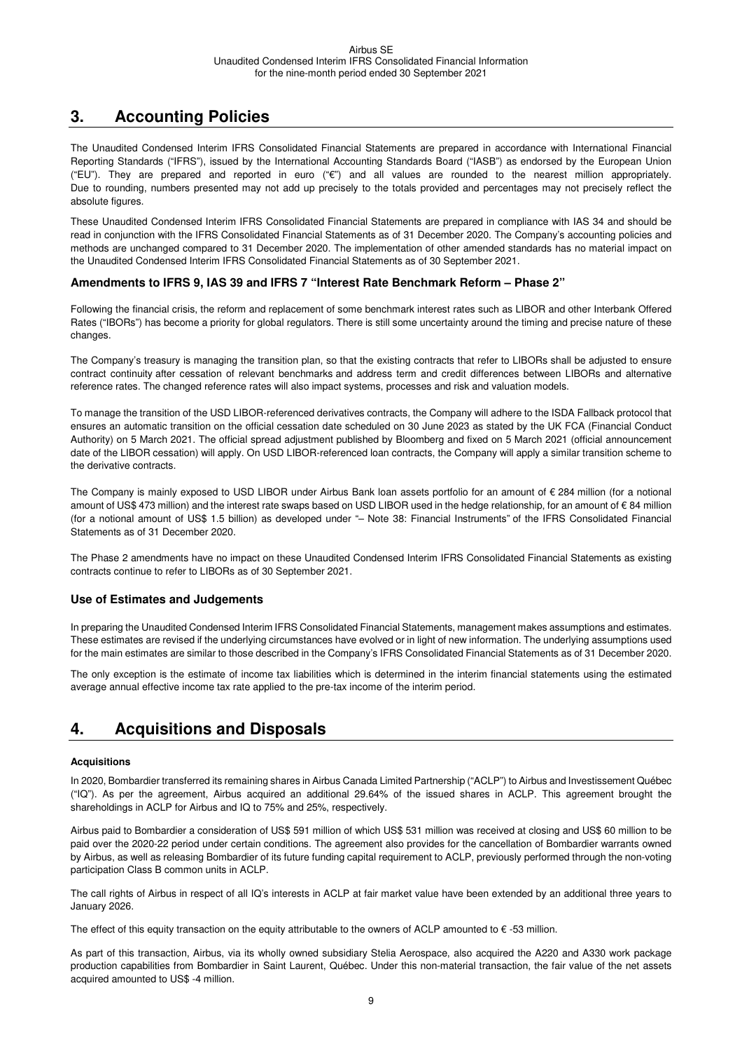# 3. Accounting Policies

The Unaudited Condensed Interim IFRS Consolidated Financial Statements are prepared in accordance with International Financial Reporting Standards ("IFRS"), issued by the International Accounting Standards Board ("IASB") as endorsed by the European Union ("EU"). They are prepared and reported in euro ("€") and all values are rounded to the nearest million appropriately. Due to rounding, numbers presented may not add up precisely to the totals provided and percentages may not precisely reflect the absolute figures.

These Unaudited Condensed Interim IFRS Consolidated Financial Statements are prepared in compliance with IAS 34 and should be read in conjunction with the IFRS Consolidated Financial Statements as of 31 December 2020. The Company's accounting policies and methods are unchanged compared to 31 December 2020. The implementation of other amended standards has no material impact on the Unaudited Condensed Interim IFRS Consolidated Financial Statements as of 30 September 2021.

### Amendments to IFRS 9, IAS 39 and IFRS 7 "Interest Rate Benchmark Reform – Phase 2"

Following the financial crisis, the reform and replacement of some benchmark interest rates such as LIBOR and other Interbank Offered Rates ("IBORs") has become a priority for global regulators. There is still some uncertainty around the timing and precise nature of these changes.

The Company's treasury is managing the transition plan, so that the existing contracts that refer to LIBORs shall be adjusted to ensure contract continuity after cessation of relevant benchmarks and address term and credit differences between LIBORs and alternative reference rates. The changed reference rates will also impact systems, processes and risk and valuation models.

To manage the transition of the USD LIBOR-referenced derivatives contracts, the Company will adhere to the ISDA Fallback protocol that ensures an automatic transition on the official cessation date scheduled on 30 June 2023 as stated by the UK FCA (Financial Conduct Authority) on 5 March 2021. The official spread adjustment published by Bloomberg and fixed on 5 March 2021 (official announcement date of the LIBOR cessation) will apply. On USD LIBOR-referenced loan contracts, the Company will apply a similar transition scheme to the derivative contracts.

The Company is mainly exposed to USD LIBOR under Airbus Bank loan assets portfolio for an amount of € 284 million (for a notional amount of US$ 473 million) and the interest rate swaps based on USD LIBOR used in the hedge relationship, for an amount of € 84 million (for a notional amount of US$ 1.5 billion) as developed under "– Note 38: Financial Instruments" of the IFRS Consolidated Financial Statements as of 31 December 2020.

The Phase 2 amendments have no impact on these Unaudited Condensed Interim IFRS Consolidated Financial Statements as existing contracts continue to refer to LIBORs as of 30 September 2021.

### Use of Estimates and Judgements

In preparing the Unaudited Condensed Interim IFRS Consolidated Financial Statements, management makes assumptions and estimates. These estimates are revised if the underlying circumstances have evolved or in light of new information. The underlying assumptions used for the main estimates are similar to those described in the Company's IFRS Consolidated Financial Statements as of 31 December 2020.

The only exception is the estimate of income tax liabilities which is determined in the interim financial statements using the estimated average annual effective income tax rate applied to the pre-tax income of the interim period.

# 4. Acquisitions and Disposals

#### Acquisitions

In 2020, Bombardier transferred its remaining shares in Airbus Canada Limited Partnership ("ACLP") to Airbus and Investissement Québec ("IQ"). As per the agreement, Airbus acquired an additional 29.64% of the issued shares in ACLP. This agreement brought the shareholdings in ACLP for Airbus and IQ to 75% and 25%, respectively.

Airbus paid to Bombardier a consideration of US$ 591 million of which US$ 531 million was received at closing and US$ 60 million to be paid over the 2020-22 period under certain conditions. The agreement also provides for the cancellation of Bombardier warrants owned by Airbus, as well as releasing Bombardier of its future funding capital requirement to ACLP, previously performed through the non-voting participation Class B common units in ACLP.

The call rights of Airbus in respect of all IQ's interests in ACLP at fair market value have been extended by an additional three years to January 2026.

The effect of this equity transaction on the equity attributable to the owners of ACLP amounted to € -53 million.

As part of this transaction, Airbus, via its wholly owned subsidiary Stelia Aerospace, also acquired the A220 and A330 work package production capabilities from Bombardier in Saint Laurent, Québec. Under this non-material transaction, the fair value of the net assets acquired amounted to US$ -4 million.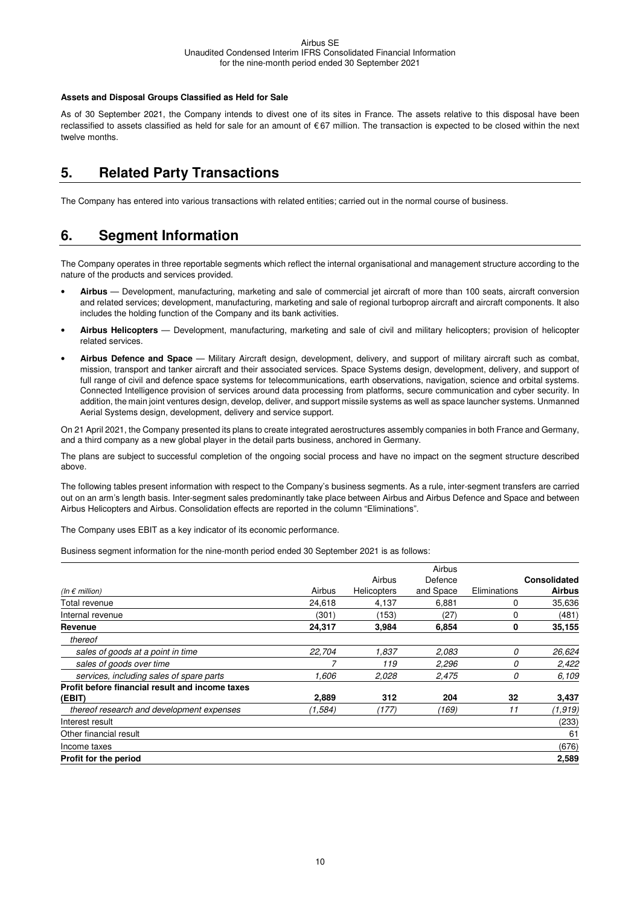**Assets and Disposal Groups Classified as Held for Sale**

As of 30 September 2021, the Company intends to divest one of its sites in France. The assets relative to this disposal have been reclassified to assets classified as held for sale for an amount of € 67 million. The transaction is expected to be closed within the next twelve months.

# 5. Related Party Transactions

The Company has entered into various transactions with related entities; carried out in the normal course of business.

# 6. Segment Information

The Company operates in three reportable segments which reflect the internal organisational and management structure according to the nature of the products and services provided.

- **Airbus** — Development, manufacturing, marketing and sale of commercial jet aircraft of more than 100 seats, aircraft conversion and related services; development, manufacturing, marketing and sale of regional turboprop aircraft and aircraft components. It also includes the holding function of the Company and its bank activities.
- **Airbus Helicopters** — Development, manufacturing, marketing and sale of civil and military helicopters; provision of helicopter related services.
- **Airbus Defence and Space** — Military Aircraft design, development, delivery, and support of military aircraft such as combat, mission, transport and tanker aircraft and their associated services. Space Systems design, development, delivery, and support of full range of civil and defence space systems for telecommunications, earth observations, navigation, science and orbital systems. Connected Intelligence provision of services around data processing from platforms, secure communication and cyber security. In addition, the main joint ventures design, develop, deliver, and support missile systems as well as space launcher systems. Unmanned Aerial Systems design, development, delivery and service support.

On 21 April 2021, the Company presented its plans to create integrated aerostructures assembly companies in both France and Germany, and a third company as a new global player in the detail parts business, anchored in Germany.

The plans are subject to successful completion of the ongoing social process and have no impact on the segment structure described above.

The following tables present information with respect to the Company's business segments. As a rule, inter-segment transfers are carried out on an arm's length basis. Inter-segment sales predominantly take place between Airbus and Airbus Defence and Space and between Airbus Helicopters and Airbus. Consolidation effects are reported in the column "Eliminations".

The Company uses EBIT as a key indicator of its economic performance.

Business segment information for the nine-month period ended 30 September 2021 is as follows:

| *(In € million)* | Airbus | Airbus Helicopters | Airbus Defence and Space | Eliminations | **Consolidated Airbus** |
|---|---|---|---|---|---|
| Total revenue | 24,618 | 4,137 | 6,881 | 0 | 35,636 |
| Internal revenue | (301) | (153) | (27) | 0 | (481) |
| **Revenue** | **24,317** | **3,984** | **6,854** | **0** | **35,155** |
| *thereof* | | | | | |
| *sales of goods at a point in time* | *22,704* | *1,837* | *2,083* | *0* | *26,624* |
| *sales of goods over time* | *7* | *119* | *2,296* | *0* | *2,422* |
| *services, including sales of spare parts* | *1,606* | *2,028* | *2,475* | *0* | *6,109* |
| **Profit before financial result and income taxes (EBIT)** | **2,889** | **312** | **204** | **32** | **3,437** |
| *thereof research and development expenses* | *(1,584)* | *(177)* | *(169)* | *11* | *(1,919)* |
| Interest result | | | | | (233) |
| Other financial result | | | | | 61 |
| Income taxes | | | | | (676) |
| **Profit for the period** | | | | | **2,589** |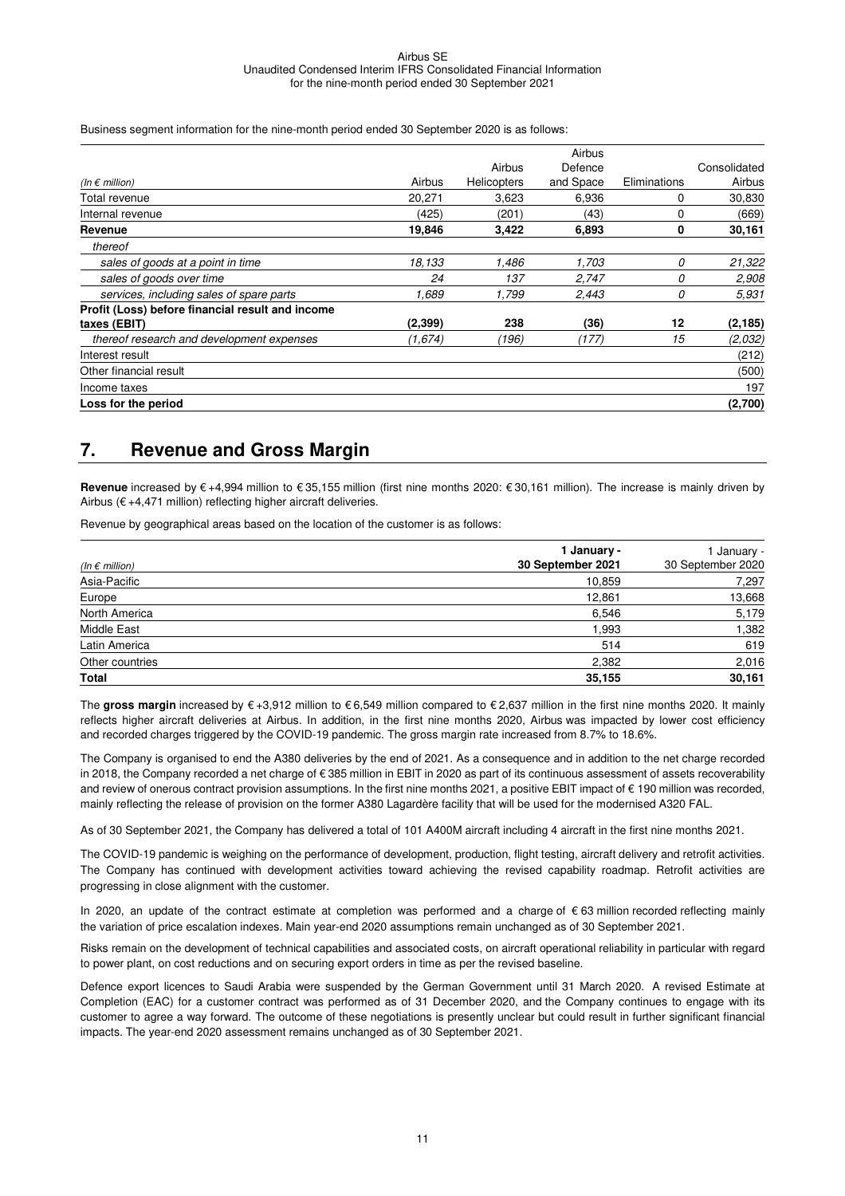Business segment information for the nine-month period ended 30 September 2020 is as follows:

| *(In € million)* | Airbus | Airbus Helicopters | Airbus Defence and Space | Eliminations | Consolidated Airbus |
|---|---|---|---|---|---|
| Total revenue | 20,271 | 3,623 | 6,936 | 0 | 30,830 |
| Internal revenue | (425) | (201) | (43) | 0 | (669) |
| **Revenue** | **19,846** | **3,422** | **6,893** | **0** | **30,161** |
| *thereof* | | | | | |
| *sales of goods at a point in time* | *18,133* | *1,486* | *1,703* | *0* | *21,322* |
| *sales of goods over time* | *24* | *137* | *2,747* | *0* | *2,908* |
| *services, including sales of spare parts* | *1,689* | *1,799* | *2,443* | *0* | *5,931* |
| **Profit (Loss) before financial result and income taxes (EBIT)** | **(2,399)** | **238** | **(36)** | **12** | **(2,185)** |
| *thereof research and development expenses* | *(1,674)* | *(196)* | *(177)* | *15* | *(2,032)* |
| Interest result | | | | | (212) |
| Other financial result | | | | | (500) |
| Income taxes | | | | | 197 |
| **Loss for the period** | | | | | **(2,700)** |

# 7. Revenue and Gross Margin

**Revenue** increased by € +4,994 million to € 35,155 million (first nine months 2020: € 30,161 million). The increase is mainly driven by Airbus (€ +4,471 million) reflecting higher aircraft deliveries.

Revenue by geographical areas based on the location of the customer is as follows:

| *(In € million)* | **1 January - 30 September 2021** | 1 January - 30 September 2020 |
|---|---|---|
| Asia-Pacific | 10,859 | 7,297 |
| Europe | 12,861 | 13,668 |
| North America | 6,546 | 5,179 |
| Middle East | 1,993 | 1,382 |
| Latin America | 514 | 619 |
| Other countries | 2,382 | 2,016 |
| **Total** | **35,155** | **30,161** |

The **gross margin** increased by € +3,912 million to € 6,549 million compared to € 2,637 million in the first nine months 2020. It mainly reflects higher aircraft deliveries at Airbus. In addition, in the first nine months 2020, Airbus was impacted by lower cost efficiency and recorded charges triggered by the COVID-19 pandemic. The gross margin rate increased from 8.7% to 18.6%.

The Company is organised to end the A380 deliveries by the end of 2021. As a consequence and in addition to the net charge recorded in 2018, the Company recorded a net charge of € 385 million in EBIT in 2020 as part of its continuous assessment of assets recoverability and review of onerous contract provision assumptions. In the first nine months 2021, a positive EBIT impact of € 190 million was recorded, mainly reflecting the release of provision on the former A380 Lagardère facility that will be used for the modernised A320 FAL.

As of 30 September 2021, the Company has delivered a total of 101 A400M aircraft including 4 aircraft in the first nine months 2021.

The COVID-19 pandemic is weighing on the performance of development, production, flight testing, aircraft delivery and retrofit activities. The Company has continued with development activities toward achieving the revised capability roadmap. Retrofit activities are progressing in close alignment with the customer.

In 2020, an update of the contract estimate at completion was performed and a charge of € 63 million recorded reflecting mainly the variation of price escalation indexes. Main year-end 2020 assumptions remain unchanged as of 30 September 2021.

Risks remain on the development of technical capabilities and associated costs, on aircraft operational reliability in particular with regard to power plant, on cost reductions and on securing export orders in time as per the revised baseline.

Defence export licences to Saudi Arabia were suspended by the German Government until 31 March 2020. A revised Estimate at Completion (EAC) for a customer contract was performed as of 31 December 2020, and the Company continues to engage with its customer to agree a way forward. The outcome of these negotiations is presently unclear but could result in further significant financial impacts. The year-end 2020 assessment remains unchanged as of 30 September 2021.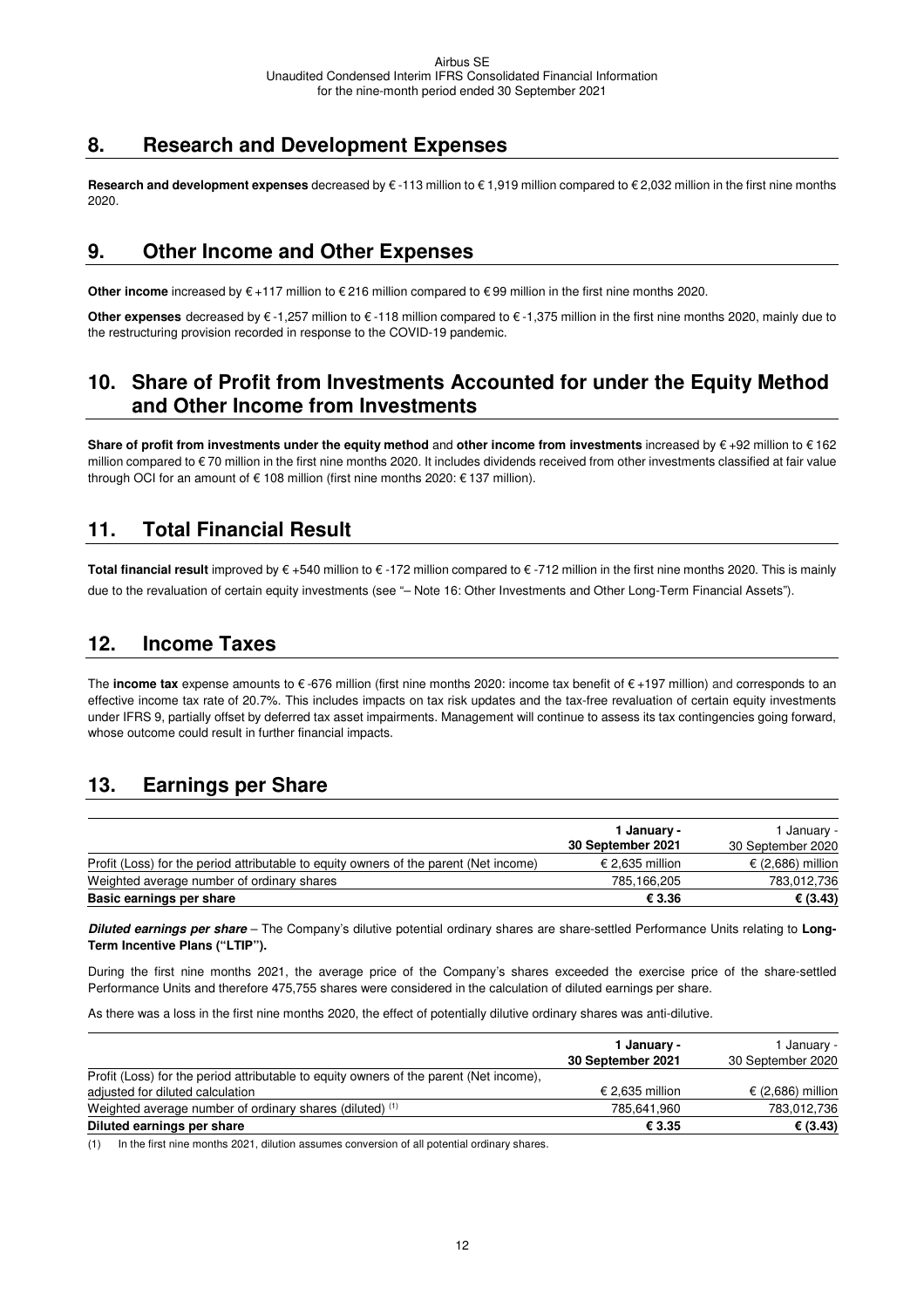## 8. Research and Development Expenses

**Research and development expenses** decreased by € -113 million to € 1,919 million compared to € 2,032 million in the first nine months 2020.

## 9. Other Income and Other Expenses

**Other income** increased by € +117 million to € 216 million compared to € 99 million in the first nine months 2020.

**Other expenses** decreased by € -1,257 million to € -118 million compared to € -1,375 million in the first nine months 2020, mainly due to the restructuring provision recorded in response to the COVID-19 pandemic.

## 10. Share of Profit from Investments Accounted for under the Equity Method and Other Income from Investments

**Share of profit from investments under the equity method** and **other income from investments** increased by € +92 million to € 162 million compared to € 70 million in the first nine months 2020. It includes dividends received from other investments classified at fair value through OCI for an amount of € 108 million (first nine months 2020: € 137 million).

## 11. Total Financial Result

**Total financial result** improved by € +540 million to € -172 million compared to € -712 million in the first nine months 2020. This is mainly due to the revaluation of certain equity investments (see "– Note 16: Other Investments and Other Long-Term Financial Assets").

## 12. Income Taxes

The **income tax** expense amounts to € -676 million (first nine months 2020: income tax benefit of € +197 million) and corresponds to an effective income tax rate of 20.7%. This includes impacts on tax risk updates and the tax-free revaluation of certain equity investments under IFRS 9, partially offset by deferred tax asset impairments. Management will continue to assess its tax contingencies going forward, whose outcome could result in further financial impacts.

## 13. Earnings per Share

| | **1 January - 30 September 2021** | 1 January - 30 September 2020 |
|---|---|---|
| Profit (Loss) for the period attributable to equity owners of the parent (Net income) | € 2,635 million | € (2,686) million |
| Weighted average number of ordinary shares | 785,166,205 | 783,012,736 |
| **Basic earnings per share** | **€ 3.36** | **€ (3.43)** |

***Diluted earnings per share*** – The Company's dilutive potential ordinary shares are share-settled Performance Units relating to **Long-Term Incentive Plans ("LTIP").**

During the first nine months 2021, the average price of the Company's shares exceeded the exercise price of the share-settled Performance Units and therefore 475,755 shares were considered in the calculation of diluted earnings per share.

As there was a loss in the first nine months 2020, the effect of potentially dilutive ordinary shares was anti-dilutive.

| | **1 January - 30 September 2021** | 1 January - 30 September 2020 |
|---|---|---|
| Profit (Loss) for the period attributable to equity owners of the parent (Net income), adjusted for diluted calculation | € 2,635 million | € (2,686) million |
| Weighted average number of ordinary shares (diluted) [(1)] | 785,641,960 | 783,012,736 |
| **Diluted earnings per share** | **€ 3.35** | **€ (3.43)** |

(1) In the first nine months 2021, dilution assumes conversion of all potential ordinary shares.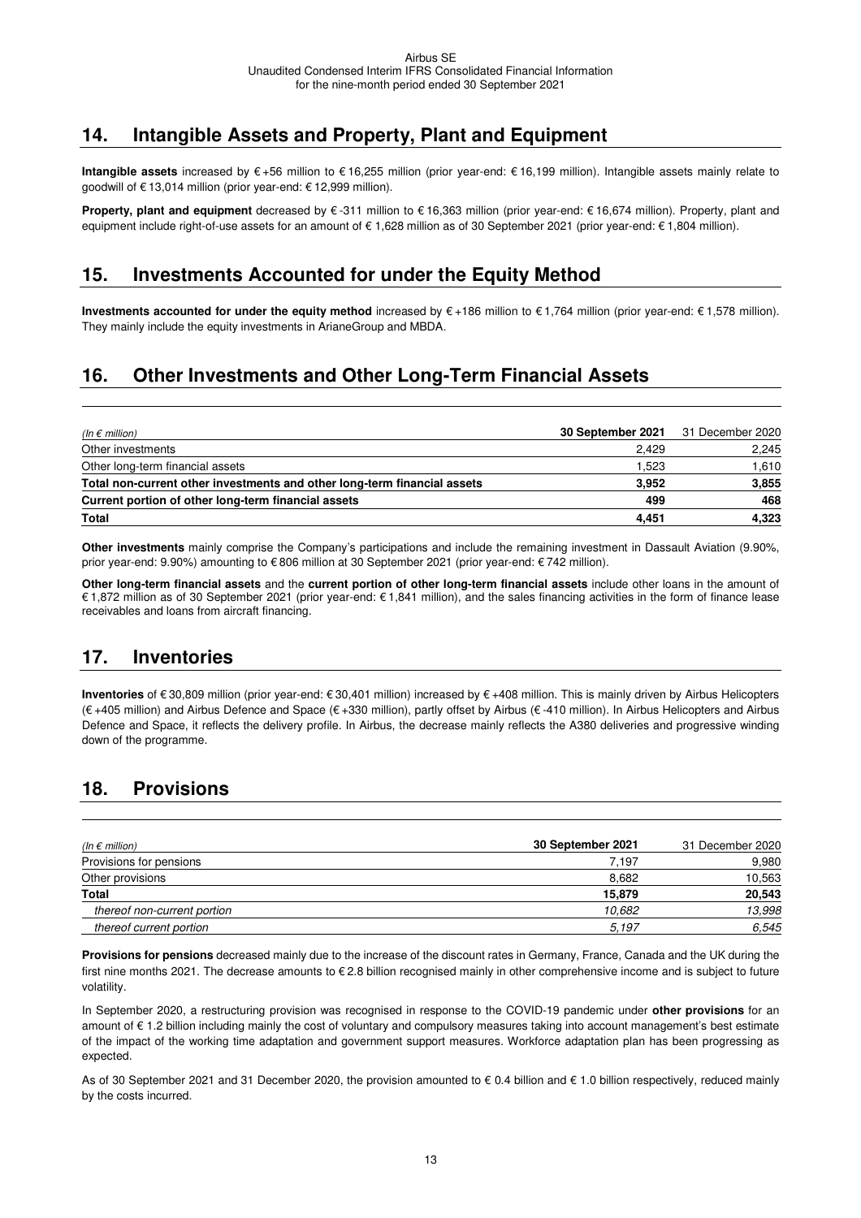## 14. Intangible Assets and Property, Plant and Equipment

**Intangible assets** increased by € +56 million to € 16,255 million (prior year-end: € 16,199 million). Intangible assets mainly relate to goodwill of € 13,014 million (prior year-end: € 12,999 million).

**Property, plant and equipment** decreased by € -311 million to € 16,363 million (prior year-end: € 16,674 million). Property, plant and equipment include right-of-use assets for an amount of € 1,628 million as of 30 September 2021 (prior year-end: € 1,804 million).

## 15. Investments Accounted for under the Equity Method

**Investments accounted for under the equity method** increased by € +186 million to € 1,764 million (prior year-end: € 1,578 million). They mainly include the equity investments in ArianeGroup and MBDA.

## 16. Other Investments and Other Long-Term Financial Assets

| *(In € million)* | **30 September 2021** | 31 December 2020 |
|---|---|---|
| Other investments | 2,429 | 2,245 |
| Other long-term financial assets | 1,523 | 1,610 |
| **Total non-current other investments and other long-term financial assets** | **3,952** | **3,855** |
| **Current portion of other long-term financial assets** | **499** | **468** |
| **Total** | **4,451** | **4,323** |

**Other investments** mainly comprise the Company's participations and include the remaining investment in Dassault Aviation (9.90%, prior year-end: 9.90%) amounting to € 806 million at 30 September 2021 (prior year-end: € 742 million).

**Other long-term financial assets** and the **current portion of other long-term financial assets** include other loans in the amount of € 1,872 million as of 30 September 2021 (prior year-end: € 1,841 million), and the sales financing activities in the form of finance lease receivables and loans from aircraft financing.

## 17. Inventories

**Inventories** of € 30,809 million (prior year-end: € 30,401 million) increased by € +408 million. This is mainly driven by Airbus Helicopters (€ +405 million) and Airbus Defence and Space (€ +330 million), partly offset by Airbus (€ -410 million). In Airbus Helicopters and Airbus Defence and Space, it reflects the delivery profile. In Airbus, the decrease mainly reflects the A380 deliveries and progressive winding down of the programme.

## 18. Provisions

| *(In € million)* | **30 September 2021** | 31 December 2020 |
|---|---|---|
| Provisions for pensions | 7,197 | 9,980 |
| Other provisions | 8,682 | 10,563 |
| **Total** | **15,879** | **20,543** |
| *thereof non-current portion* | *10,682* | *13,998* |
| *thereof current portion* | *5,197* | *6,545* |

**Provisions for pensions** decreased mainly due to the increase of the discount rates in Germany, France, Canada and the UK during the first nine months 2021. The decrease amounts to € 2.8 billion recognised mainly in other comprehensive income and is subject to future volatility.

In September 2020, a restructuring provision was recognised in response to the COVID-19 pandemic under **other provisions** for an amount of € 1.2 billion including mainly the cost of voluntary and compulsory measures taking into account management's best estimate of the impact of the working time adaptation and government support measures. Workforce adaptation plan has been progressing as expected.

As of 30 September 2021 and 31 December 2020, the provision amounted to € 0.4 billion and € 1.0 billion respectively, reduced mainly by the costs incurred.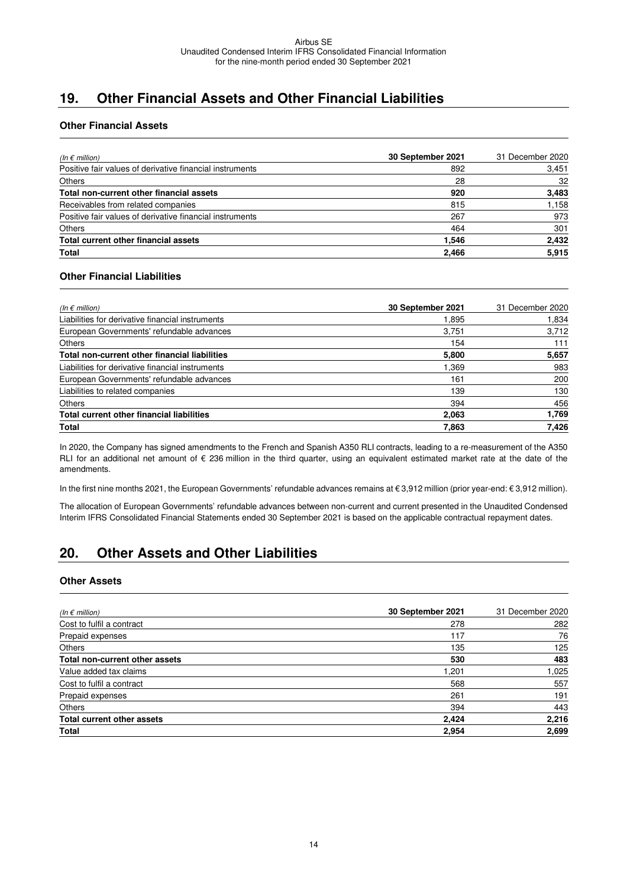## 19. Other Financial Assets and Other Financial Liabilities

### Other Financial Assets

| *(In € million)* | **30 September 2021** | 31 December 2020 |
|---|---|---|
| Positive fair values of derivative financial instruments | 892 | 3,451 |
| Others | 28 | 32 |
| **Total non-current other financial assets** | **920** | **3,483** |
| Receivables from related companies | 815 | 1,158 |
| Positive fair values of derivative financial instruments | 267 | 973 |
| Others | 464 | 301 |
| **Total current other financial assets** | **1,546** | **2,432** |
| **Total** | **2,466** | **5,915** |

### Other Financial Liabilities

| *(In € million)* | **30 September 2021** | 31 December 2020 |
|---|---|---|
| Liabilities for derivative financial instruments | 1,895 | 1,834 |
| European Governments' refundable advances | 3,751 | 3,712 |
| Others | 154 | 111 |
| **Total non-current other financial liabilities** | **5,800** | **5,657** |
| Liabilities for derivative financial instruments | 1,369 | 983 |
| European Governments' refundable advances | 161 | 200 |
| Liabilities to related companies | 139 | 130 |
| Others | 394 | 456 |
| **Total current other financial liabilities** | **2,063** | **1,769** |
| **Total** | **7,863** | **7,426** |

In 2020, the Company has signed amendments to the French and Spanish A350 RLI contracts, leading to a re-measurement of the A350 RLI for an additional net amount of € 236 million in the third quarter, using an equivalent estimated market rate at the date of the amendments.

In the first nine months 2021, the European Governments' refundable advances remains at € 3,912 million (prior year-end: € 3,912 million).

The allocation of European Governments' refundable advances between non-current and current presented in the Unaudited Condensed Interim IFRS Consolidated Financial Statements ended 30 September 2021 is based on the applicable contractual repayment dates.

## 20. Other Assets and Other Liabilities

### Other Assets

| *(In € million)* | **30 September 2021** | 31 December 2020 |
|---|---|---|
| Cost to fulfil a contract | 278 | 282 |
| Prepaid expenses | 117 | 76 |
| Others | 135 | 125 |
| **Total non-current other assets** | **530** | **483** |
| Value added tax claims | 1,201 | 1,025 |
| Cost to fulfil a contract | 568 | 557 |
| Prepaid expenses | 261 | 191 |
| Others | 394 | 443 |
| **Total current other assets** | **2,424** | **2,216** |
| **Total** | **2,954** | **2,699** |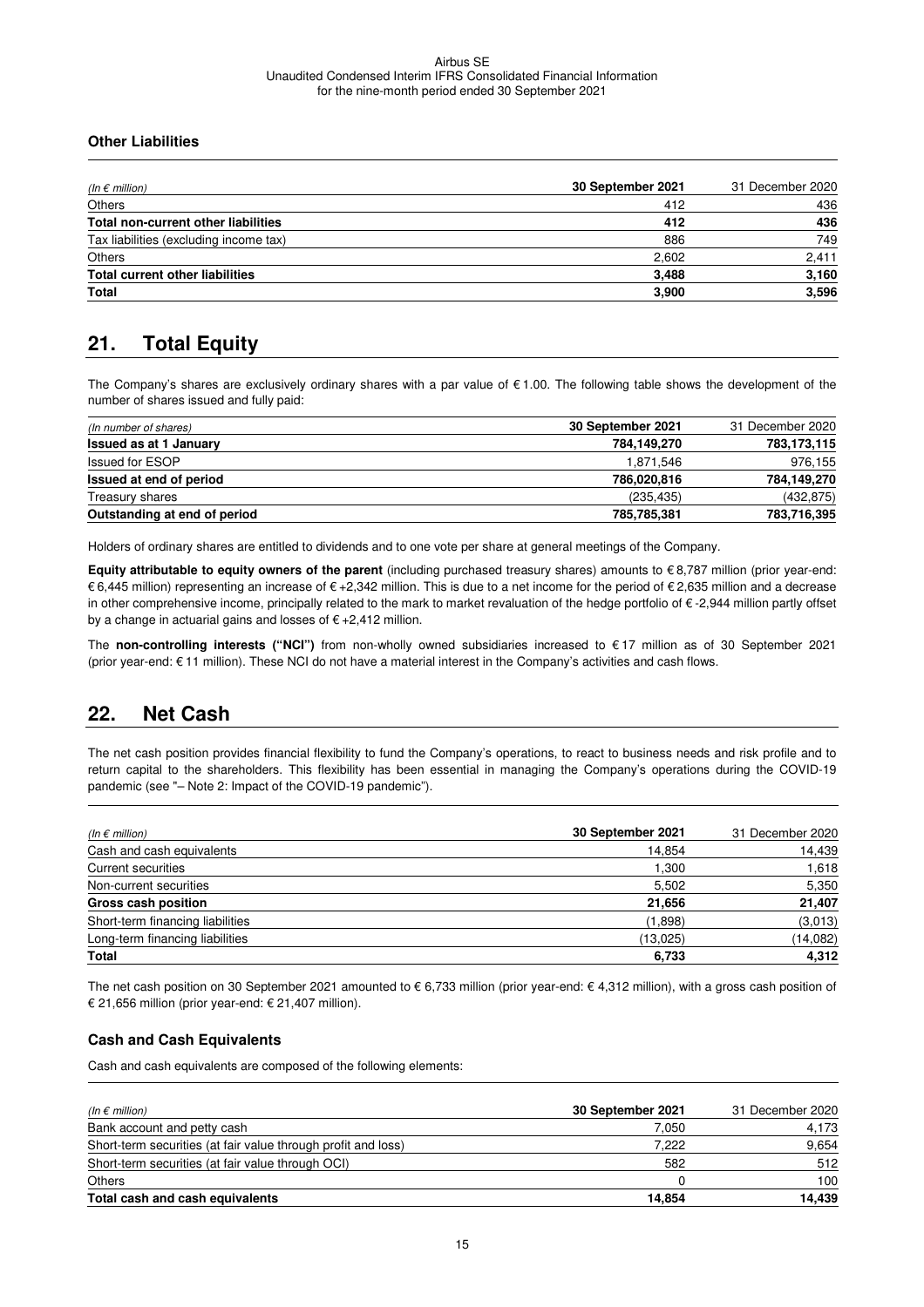### Other Liabilities

| *(In € million)* | **30 September 2021** | 31 December 2020 |
|---|---|---|
| Others | 412 | 436 |
| **Total non-current other liabilities** | **412** | **436** |
| Tax liabilities (excluding income tax) | 886 | 749 |
| Others | 2,602 | 2,411 |
| **Total current other liabilities** | **3,488** | **3,160** |
| **Total** | **3,900** | **3,596** |

## 21. Total Equity

The Company's shares are exclusively ordinary shares with a par value of € 1.00. The following table shows the development of the number of shares issued and fully paid:

| *(In number of shares)* | **30 September 2021** | 31 December 2020 |
|---|---|---|
| **Issued as at 1 January** | **784,149,270** | **783,173,115** |
| Issued for ESOP | 1,871,546 | 976,155 |
| **Issued at end of period** | **786,020,816** | **784,149,270** |
| Treasury shares | (235,435) | (432,875) |
| **Outstanding at end of period** | **785,785,381** | **783,716,395** |

Holders of ordinary shares are entitled to dividends and to one vote per share at general meetings of the Company.

**Equity attributable to equity owners of the parent** (including purchased treasury shares) amounts to € 8,787 million (prior year-end: € 6,445 million) representing an increase of € +2,342 million. This is due to a net income for the period of € 2,635 million and a decrease in other comprehensive income, principally related to the mark to market revaluation of the hedge portfolio of € -2,944 million partly offset by a change in actuarial gains and losses of € +2,412 million.

The **non-controlling interests ("NCI")** from non-wholly owned subsidiaries increased to € 17 million as of 30 September 2021 (prior year-end: € 11 million). These NCI do not have a material interest in the Company's activities and cash flows.

## 22. Net Cash

The net cash position provides financial flexibility to fund the Company's operations, to react to business needs and risk profile and to return capital to the shareholders. This flexibility has been essential in managing the Company's operations during the COVID-19 pandemic (see "– Note 2: Impact of the COVID-19 pandemic").

| *(In € million)* | **30 September 2021** | 31 December 2020 |
|---|---|---|
| Cash and cash equivalents | 14,854 | 14,439 |
| Current securities | 1,300 | 1,618 |
| Non-current securities | 5,502 | 5,350 |
| **Gross cash position** | **21,656** | **21,407** |
| Short-term financing liabilities | (1,898) | (3,013) |
| Long-term financing liabilities | (13,025) | (14,082) |
| **Total** | **6,733** | **4,312** |

The net cash position on 30 September 2021 amounted to € 6,733 million (prior year-end: € 4,312 million), with a gross cash position of € 21,656 million (prior year-end: € 21,407 million).

### Cash and Cash Equivalents

Cash and cash equivalents are composed of the following elements:

| *(In € million)* | **30 September 2021** | 31 December 2020 |
|---|---|---|
| Bank account and petty cash | 7,050 | 4,173 |
| Short-term securities (at fair value through profit and loss) | 7,222 | 9,654 |
| Short-term securities (at fair value through OCI) | 582 | 512 |
| Others | 0 | 100 |
| **Total cash and cash equivalents** | **14,854** | **14,439** |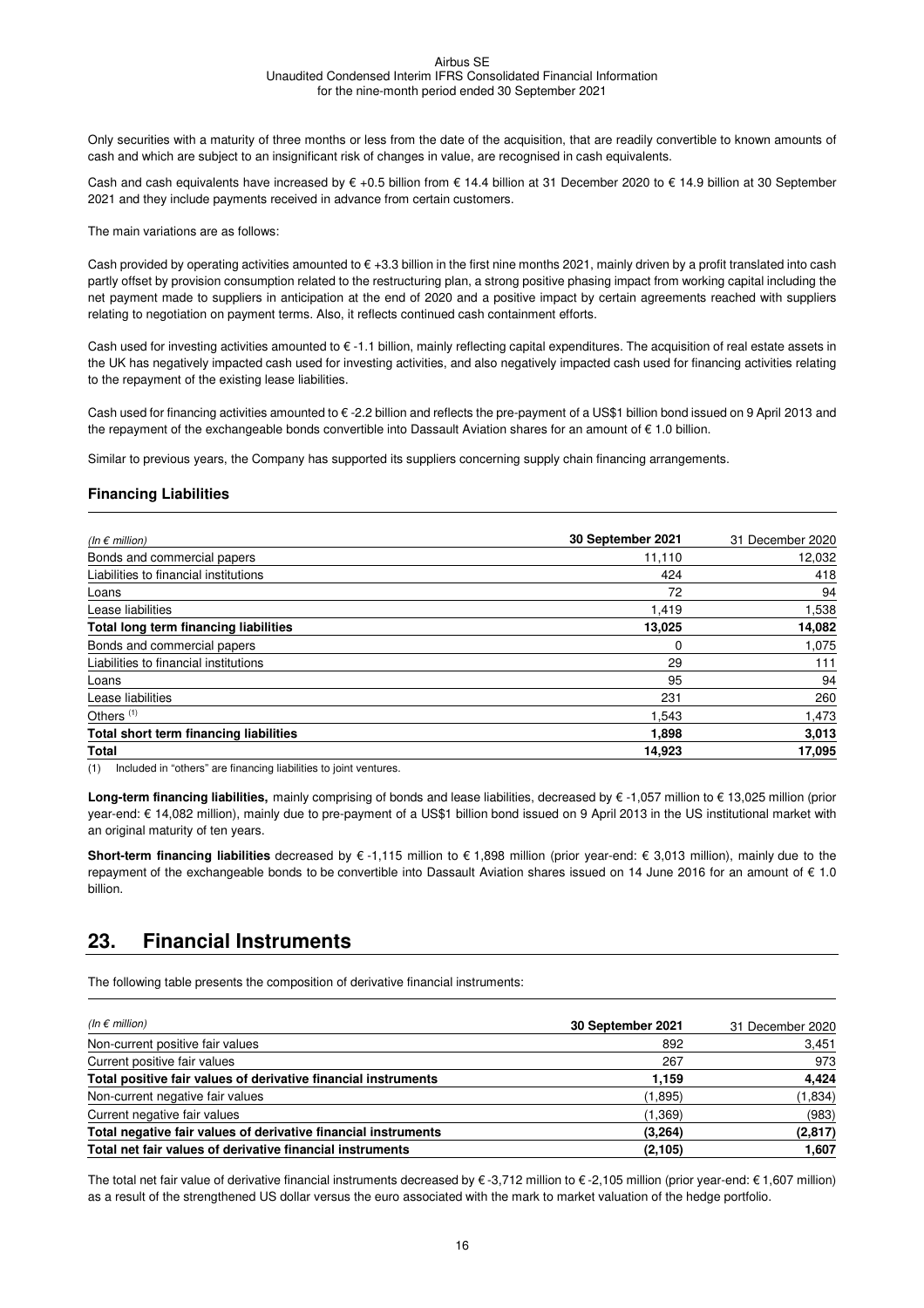Only securities with a maturity of three months or less from the date of the acquisition, that are readily convertible to known amounts of cash and which are subject to an insignificant risk of changes in value, are recognised in cash equivalents.

Cash and cash equivalents have increased by € +0.5 billion from € 14.4 billion at 31 December 2020 to € 14.9 billion at 30 September 2021 and they include payments received in advance from certain customers.

The main variations are as follows:

Cash provided by operating activities amounted to € +3.3 billion in the first nine months 2021, mainly driven by a profit translated into cash partly offset by provision consumption related to the restructuring plan, a strong positive phasing impact from working capital including the net payment made to suppliers in anticipation at the end of 2020 and a positive impact by certain agreements reached with suppliers relating to negotiation on payment terms. Also, it reflects continued cash containment efforts.

Cash used for investing activities amounted to € -1.1 billion, mainly reflecting capital expenditures. The acquisition of real estate assets in the UK has negatively impacted cash used for investing activities, and also negatively impacted cash used for financing activities relating to the repayment of the existing lease liabilities.

Cash used for financing activities amounted to € -2.2 billion and reflects the pre-payment of a US$1 billion bond issued on 9 April 2013 and the repayment of the exchangeable bonds convertible into Dassault Aviation shares for an amount of € 1.0 billion.

Similar to previous years, the Company has supported its suppliers concerning supply chain financing arrangements.

### Financing Liabilities

| *(In € million)* | **30 September 2021** | 31 December 2020 |
|---|---|---|
| Bonds and commercial papers | 11,110 | 12,032 |
| Liabilities to financial institutions | 424 | 418 |
| Loans | 72 | 94 |
| Lease liabilities | 1,419 | 1,538 |
| **Total long term financing liabilities** | **13,025** | **14,082** |
| Bonds and commercial papers | 0 | 1,075 |
| Liabilities to financial institutions | 29 | 111 |
| Loans | 95 | 94 |
| Lease liabilities | 231 | 260 |
| Others [1] | 1,543 | 1,473 |
| **Total short term financing liabilities** | **1,898** | **3,013** |
| **Total** | **14,923** | **17,095** |

(1) Included in "others" are financing liabilities to joint ventures.

**Long-term financing liabilities,** mainly comprising of bonds and lease liabilities, decreased by € -1,057 million to € 13,025 million (prior year-end: € 14,082 million), mainly due to pre-payment of a US$1 billion bond issued on 9 April 2013 in the US institutional market with an original maturity of ten years.

**Short-term financing liabilities** decreased by € -1,115 million to € 1,898 million (prior year-end: € 3,013 million), mainly due to the repayment of the exchangeable bonds to be convertible into Dassault Aviation shares issued on 14 June 2016 for an amount of € 1.0 billion.

## 23. Financial Instruments

The following table presents the composition of derivative financial instruments:

| *(In € million)* | **30 September 2021** | 31 December 2020 |
|---|---|---|
| Non-current positive fair values | 892 | 3,451 |
| Current positive fair values | 267 | 973 |
| **Total positive fair values of derivative financial instruments** | **1,159** | **4,424** |
| Non-current negative fair values | (1,895) | (1,834) |
| Current negative fair values | (1,369) | (983) |
| **Total negative fair values of derivative financial instruments** | **(3,264)** | **(2,817)** |
| **Total net fair values of derivative financial instruments** | **(2,105)** | **1,607** |

The total net fair value of derivative financial instruments decreased by € -3,712 million to € -2,105 million (prior year-end: € 1,607 million) as a result of the strengthened US dollar versus the euro associated with the mark to market valuation of the hedge portfolio.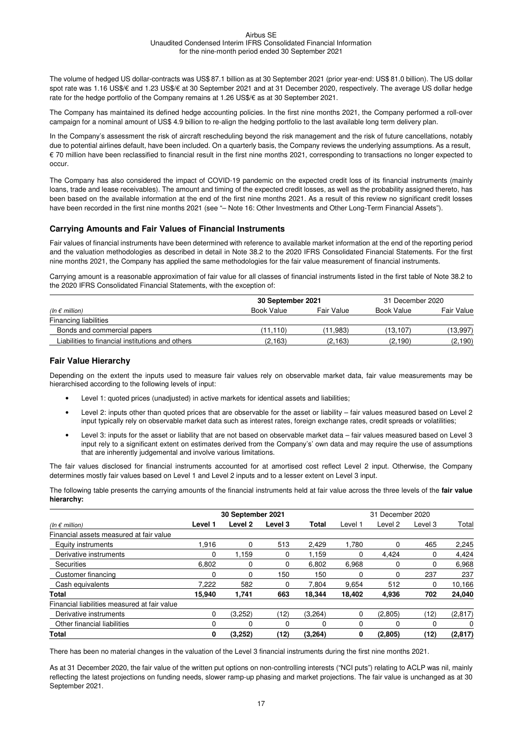The volume of hedged US dollar-contracts was US$ 87.1 billion as at 30 September 2021 (prior year-end: US$ 81.0 billion). The US dollar spot rate was 1.16 US$/€ and 1.23 US$/€ at 30 September 2021 and at 31 December 2020, respectively. The average US dollar hedge rate for the hedge portfolio of the Company remains at 1.26 US$/€ as at 30 September 2021.

The Company has maintained its defined hedge accounting policies. In the first nine months 2021, the Company performed a roll-over campaign for a nominal amount of US$ 4.9 billion to re-align the hedging portfolio to the last available long term delivery plan.

In the Company's assessment the risk of aircraft rescheduling beyond the risk management and the risk of future cancellations, notably due to potential airlines default, have been included. On a quarterly basis, the Company reviews the underlying assumptions. As a result, € 70 million have been reclassified to financial result in the first nine months 2021, corresponding to transactions no longer expected to occur.

The Company has also considered the impact of COVID-19 pandemic on the expected credit loss of its financial instruments (mainly loans, trade and lease receivables). The amount and timing of the expected credit losses, as well as the probability assigned thereto, has been based on the available information at the end of the first nine months 2021. As a result of this review no significant credit losses have been recorded in the first nine months 2021 (see "– Note 16: Other Investments and Other Long-Term Financial Assets").

## Carrying Amounts and Fair Values of Financial Instruments

Fair values of financial instruments have been determined with reference to available market information at the end of the reporting period and the valuation methodologies as described in detail in Note 38.2 to the 2020 IFRS Consolidated Financial Statements. For the first nine months 2021, the Company has applied the same methodologies for the fair value measurement of financial instruments.

Carrying amount is a reasonable approximation of fair value for all classes of financial instruments listed in the first table of Note 38.2 to the 2020 IFRS Consolidated Financial Statements, with the exception of:

| | **30 September 2021** | | 31 December 2020 | |
|---|---|---|---|---|
| *(In € million)* | Book Value | Fair Value | Book Value | Fair Value |
| Financing liabilities | | | | |
| Bonds and commercial papers | (11,110) | (11,983) | (13,107) | (13,997) |
| Liabilities to financial institutions and others | (2,163) | (2,163) | (2,190) | (2,190) |

## Fair Value Hierarchy

Depending on the extent the inputs used to measure fair values rely on observable market data, fair value measurements may be hierarchised according to the following levels of input:

- Level 1: quoted prices (unadjusted) in active markets for identical assets and liabilities;
- Level 2: inputs other than quoted prices that are observable for the asset or liability – fair values measured based on Level 2 input typically rely on observable market data such as interest rates, foreign exchange rates, credit spreads or volatilities;
- Level 3: inputs for the asset or liability that are not based on observable market data – fair values measured based on Level 3 input rely to a significant extent on estimates derived from the Company's' own data and may require the use of assumptions that are inherently judgemental and involve various limitations.

The fair values disclosed for financial instruments accounted for at amortised cost reflect Level 2 input. Otherwise, the Company determines mostly fair values based on Level 1 and Level 2 inputs and to a lesser extent on Level 3 input.

The following table presents the carrying amounts of the financial instruments held at fair value across the three levels of the **fair value hierarchy:**

| | **30 September 2021** | | | | 31 December 2020 | | | |
|---|---|---|---|---|---|---|---|---|
| *(In € million)* | **Level 1** | **Level 2** | **Level 3** | **Total** | Level 1 | Level 2 | Level 3 | Total |
| Financial assets measured at fair value | | | | | | | | |
| Equity instruments | 1,916 | 0 | 513 | 2,429 | 1,780 | 0 | 465 | 2,245 |
| Derivative instruments | 0 | 1,159 | 0 | 1,159 | 0 | 4,424 | 0 | 4,424 |
| Securities | 6,802 | 0 | 0 | 6,802 | 6,968 | 0 | 0 | 6,968 |
| Customer financing | 0 | 0 | 150 | 150 | 0 | 0 | 237 | 237 |
| Cash equivalents | 7,222 | 582 | 0 | 7,804 | 9,654 | 512 | 0 | 10,166 |
| **Total** | **15,940** | **1,741** | **663** | **18,344** | **18,402** | **4,936** | **702** | **24,040** |
| Financial liabilities measured at fair value | | | | | | | | |
| Derivative instruments | 0 | (3,252) | (12) | (3,264) | 0 | (2,805) | (12) | (2,817) |
| Other financial liabilities | 0 | 0 | 0 | 0 | 0 | 0 | 0 | 0 |
| **Total** | **0** | **(3,252)** | **(12)** | **(3,264)** | **0** | **(2,805)** | **(12)** | **(2,817)** |

There has been no material changes in the valuation of the Level 3 financial instruments during the first nine months 2021.

As at 31 December 2020, the fair value of the written put options on non-controlling interests ("NCI puts") relating to ACLP was nil, mainly reflecting the latest projections on funding needs, slower ramp-up phasing and market projections. The fair value is unchanged as at 30 September 2021.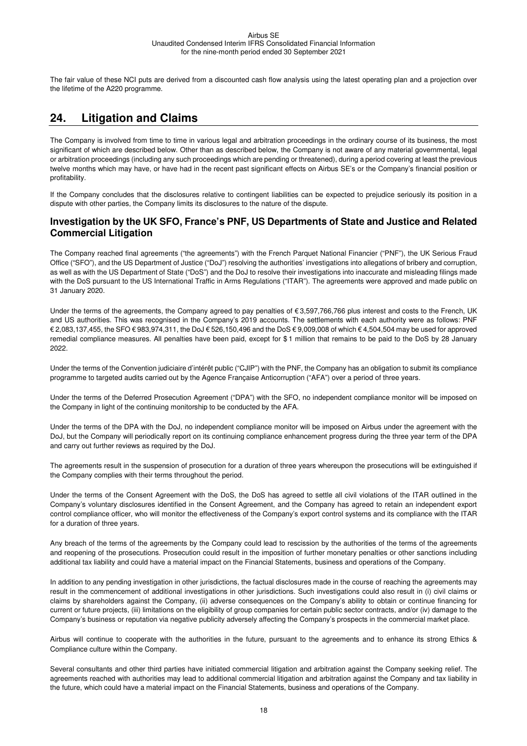The fair value of these NCI puts are derived from a discounted cash flow analysis using the latest operating plan and a projection over the lifetime of the A220 programme.

# 24. Litigation and Claims

The Company is involved from time to time in various legal and arbitration proceedings in the ordinary course of its business, the most significant of which are described below. Other than as described below, the Company is not aware of any material governmental, legal or arbitration proceedings (including any such proceedings which are pending or threatened), during a period covering at least the previous twelve months which may have, or have had in the recent past significant effects on Airbus SE's or the Company's financial position or profitability.

If the Company concludes that the disclosures relative to contingent liabilities can be expected to prejudice seriously its position in a dispute with other parties, the Company limits its disclosures to the nature of the dispute.

## Investigation by the UK SFO, France's PNF, US Departments of State and Justice and Related Commercial Litigation

The Company reached final agreements ("the agreements") with the French Parquet National Financier ("PNF"), the UK Serious Fraud Office ("SFO"), and the US Department of Justice ("DoJ") resolving the authorities' investigations into allegations of bribery and corruption, as well as with the US Department of State ("DoS") and the DoJ to resolve their investigations into inaccurate and misleading filings made with the DoS pursuant to the US International Traffic in Arms Regulations ("ITAR"). The agreements were approved and made public on 31 January 2020.

Under the terms of the agreements, the Company agreed to pay penalties of € 3,597,766,766 plus interest and costs to the French, UK and US authorities. This was recognised in the Company's 2019 accounts. The settlements with each authority were as follows: PNF € 2,083,137,455, the SFO € 983,974,311, the DoJ € 526,150,496 and the DoS € 9,009,008 of which € 4,504,504 may be used for approved remedial compliance measures. All penalties have been paid, except for $ 1 million that remains to be paid to the DoS by 28 January 2022.

Under the terms of the Convention judiciaire d'intérêt public ("CJIP") with the PNF, the Company has an obligation to submit its compliance programme to targeted audits carried out by the Agence Française Anticorruption ("AFA") over a period of three years.

Under the terms of the Deferred Prosecution Agreement ("DPA") with the SFO, no independent compliance monitor will be imposed on the Company in light of the continuing monitorship to be conducted by the AFA.

Under the terms of the DPA with the DoJ, no independent compliance monitor will be imposed on Airbus under the agreement with the DoJ, but the Company will periodically report on its continuing compliance enhancement progress during the three year term of the DPA and carry out further reviews as required by the DoJ.

The agreements result in the suspension of prosecution for a duration of three years whereupon the prosecutions will be extinguished if the Company complies with their terms throughout the period.

Under the terms of the Consent Agreement with the DoS, the DoS has agreed to settle all civil violations of the ITAR outlined in the Company's voluntary disclosures identified in the Consent Agreement, and the Company has agreed to retain an independent export control compliance officer, who will monitor the effectiveness of the Company's export control systems and its compliance with the ITAR for a duration of three years.

Any breach of the terms of the agreements by the Company could lead to rescission by the authorities of the terms of the agreements and reopening of the prosecutions. Prosecution could result in the imposition of further monetary penalties or other sanctions including additional tax liability and could have a material impact on the Financial Statements, business and operations of the Company.

In addition to any pending investigation in other jurisdictions, the factual disclosures made in the course of reaching the agreements may result in the commencement of additional investigations in other jurisdictions. Such investigations could also result in (i) civil claims or claims by shareholders against the Company, (ii) adverse consequences on the Company's ability to obtain or continue financing for current or future projects, (iii) limitations on the eligibility of group companies for certain public sector contracts, and/or (iv) damage to the Company's business or reputation via negative publicity adversely affecting the Company's prospects in the commercial market place.

Airbus will continue to cooperate with the authorities in the future, pursuant to the agreements and to enhance its strong Ethics & Compliance culture within the Company.

Several consultants and other third parties have initiated commercial litigation and arbitration against the Company seeking relief. The agreements reached with authorities may lead to additional commercial litigation and arbitration against the Company and tax liability in the future, which could have a material impact on the Financial Statements, business and operations of the Company.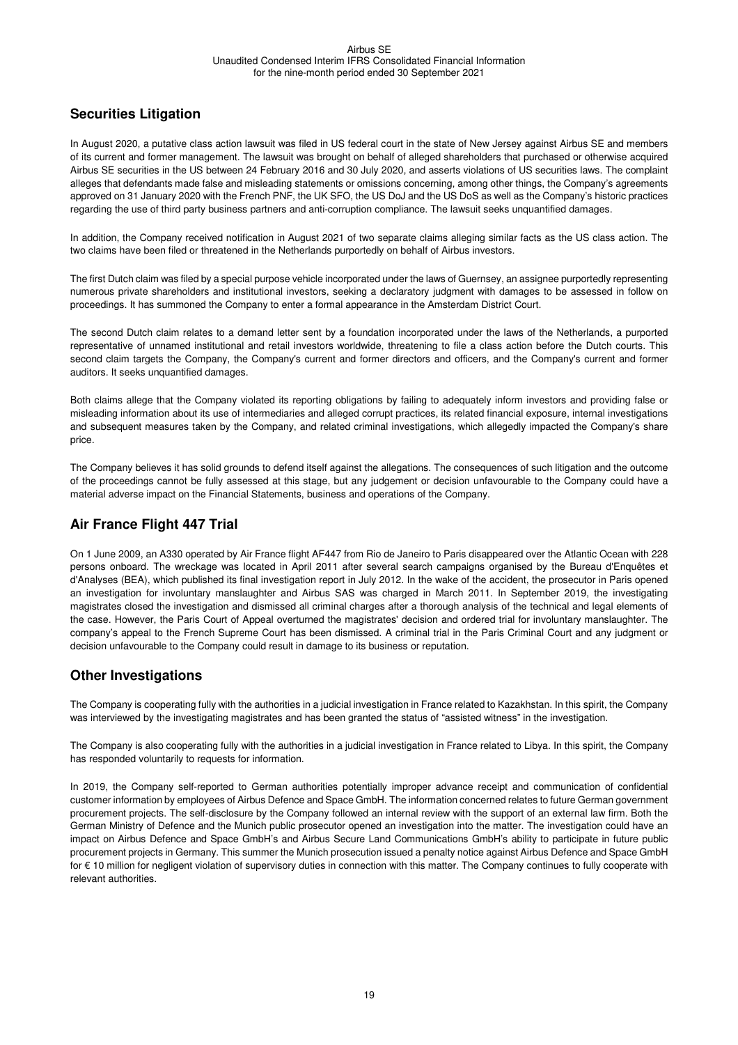## Securities Litigation

In August 2020, a putative class action lawsuit was filed in US federal court in the state of New Jersey against Airbus SE and members of its current and former management. The lawsuit was brought on behalf of alleged shareholders that purchased or otherwise acquired Airbus SE securities in the US between 24 February 2016 and 30 July 2020, and asserts violations of US securities laws. The complaint alleges that defendants made false and misleading statements or omissions concerning, among other things, the Company's agreements approved on 31 January 2020 with the French PNF, the UK SFO, the US DoJ and the US DoS as well as the Company's historic practices regarding the use of third party business partners and anti-corruption compliance. The lawsuit seeks unquantified damages.

In addition, the Company received notification in August 2021 of two separate claims alleging similar facts as the US class action. The two claims have been filed or threatened in the Netherlands purportedly on behalf of Airbus investors.

The first Dutch claim was filed by a special purpose vehicle incorporated under the laws of Guernsey, an assignee purportedly representing numerous private shareholders and institutional investors, seeking a declaratory judgment with damages to be assessed in follow on proceedings. It has summoned the Company to enter a formal appearance in the Amsterdam District Court.

The second Dutch claim relates to a demand letter sent by a foundation incorporated under the laws of the Netherlands, a purported representative of unnamed institutional and retail investors worldwide, threatening to file a class action before the Dutch courts. This second claim targets the Company, the Company's current and former directors and officers, and the Company's current and former auditors. It seeks unquantified damages.

Both claims allege that the Company violated its reporting obligations by failing to adequately inform investors and providing false or misleading information about its use of intermediaries and alleged corrupt practices, its related financial exposure, internal investigations and subsequent measures taken by the Company, and related criminal investigations, which allegedly impacted the Company's share price.

The Company believes it has solid grounds to defend itself against the allegations. The consequences of such litigation and the outcome of the proceedings cannot be fully assessed at this stage, but any judgement or decision unfavourable to the Company could have a material adverse impact on the Financial Statements, business and operations of the Company.

## Air France Flight 447 Trial

On 1 June 2009, an A330 operated by Air France flight AF447 from Rio de Janeiro to Paris disappeared over the Atlantic Ocean with 228 persons onboard. The wreckage was located in April 2011 after several search campaigns organised by the Bureau d'Enquêtes et d'Analyses (BEA), which published its final investigation report in July 2012. In the wake of the accident, the prosecutor in Paris opened an investigation for involuntary manslaughter and Airbus SAS was charged in March 2011. In September 2019, the investigating magistrates closed the investigation and dismissed all criminal charges after a thorough analysis of the technical and legal elements of the case. However, the Paris Court of Appeal overturned the magistrates' decision and ordered trial for involuntary manslaughter. The company's appeal to the French Supreme Court has been dismissed. A criminal trial in the Paris Criminal Court and any judgment or decision unfavourable to the Company could result in damage to its business or reputation.

## Other Investigations

The Company is cooperating fully with the authorities in a judicial investigation in France related to Kazakhstan. In this spirit, the Company was interviewed by the investigating magistrates and has been granted the status of "assisted witness" in the investigation.

The Company is also cooperating fully with the authorities in a judicial investigation in France related to Libya. In this spirit, the Company has responded voluntarily to requests for information.

In 2019, the Company self-reported to German authorities potentially improper advance receipt and communication of confidential customer information by employees of Airbus Defence and Space GmbH. The information concerned relates to future German government procurement projects. The self-disclosure by the Company followed an internal review with the support of an external law firm. Both the German Ministry of Defence and the Munich public prosecutor opened an investigation into the matter. The investigation could have an impact on Airbus Defence and Space GmbH's and Airbus Secure Land Communications GmbH's ability to participate in future public procurement projects in Germany. This summer the Munich prosecution issued a penalty notice against Airbus Defence and Space GmbH for € 10 million for negligent violation of supervisory duties in connection with this matter. The Company continues to fully cooperate with relevant authorities.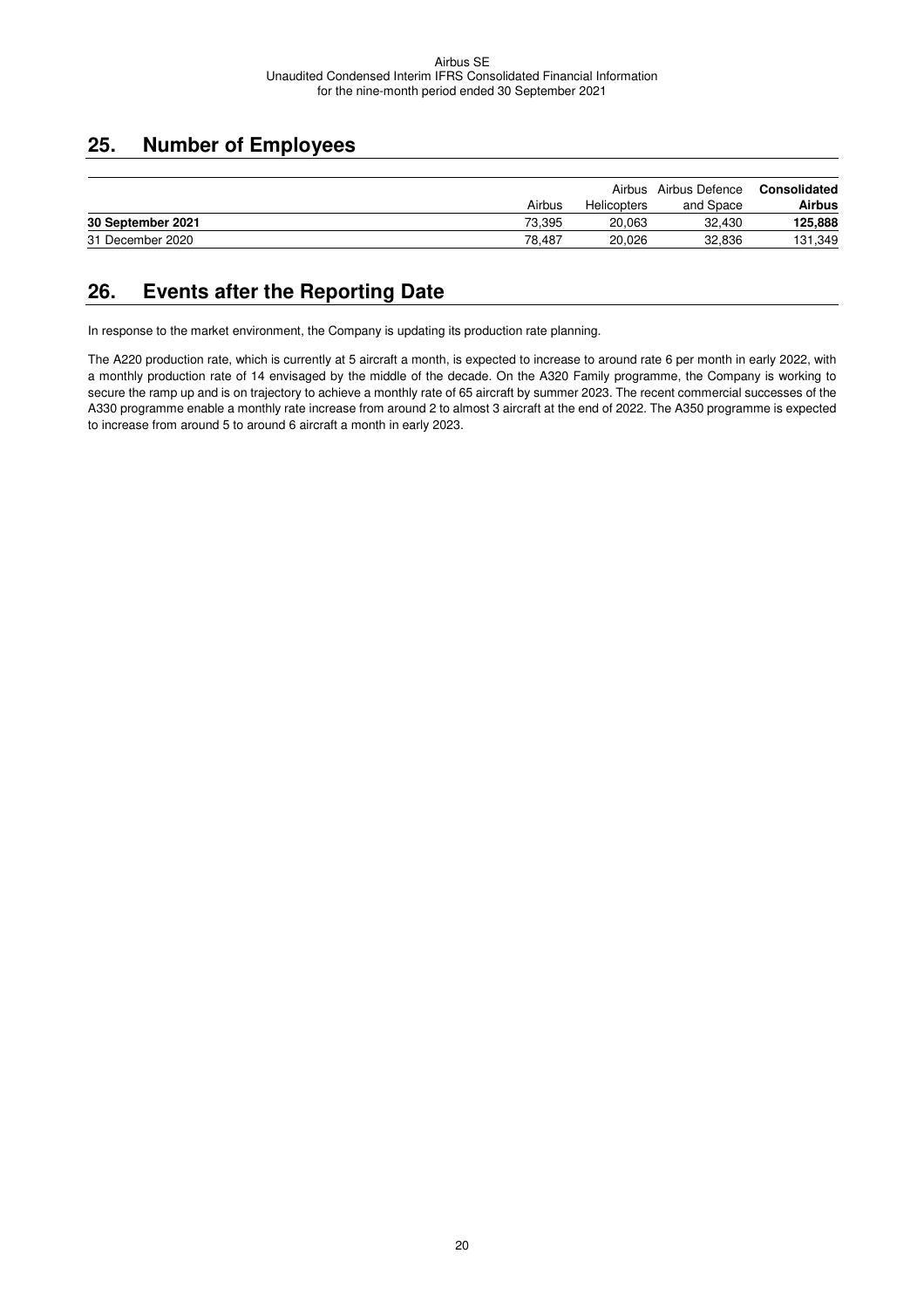## 25. Number of Employees

| | Airbus | Airbus Helicopters | Airbus Defence and Space | **Consolidated Airbus** |
|---|---|---|---|---|
| **30 September 2021** | 73,395 | 20,063 | 32,430 | **125,888** |
| 31 December 2020 | 78,487 | 20,026 | 32,836 | 131,349 |

## 26. Events after the Reporting Date

In response to the market environment, the Company is updating its production rate planning.

The A220 production rate, which is currently at 5 aircraft a month, is expected to increase to around rate 6 per month in early 2022, with a monthly production rate of 14 envisaged by the middle of the decade. On the A320 Family programme, the Company is working to secure the ramp up and is on trajectory to achieve a monthly rate of 65 aircraft by summer 2023. The recent commercial successes of the A330 programme enable a monthly rate increase from around 2 to almost 3 aircraft at the end of 2022. The A350 programme is expected to increase from around 5 to around 6 aircraft a month in early 2023.